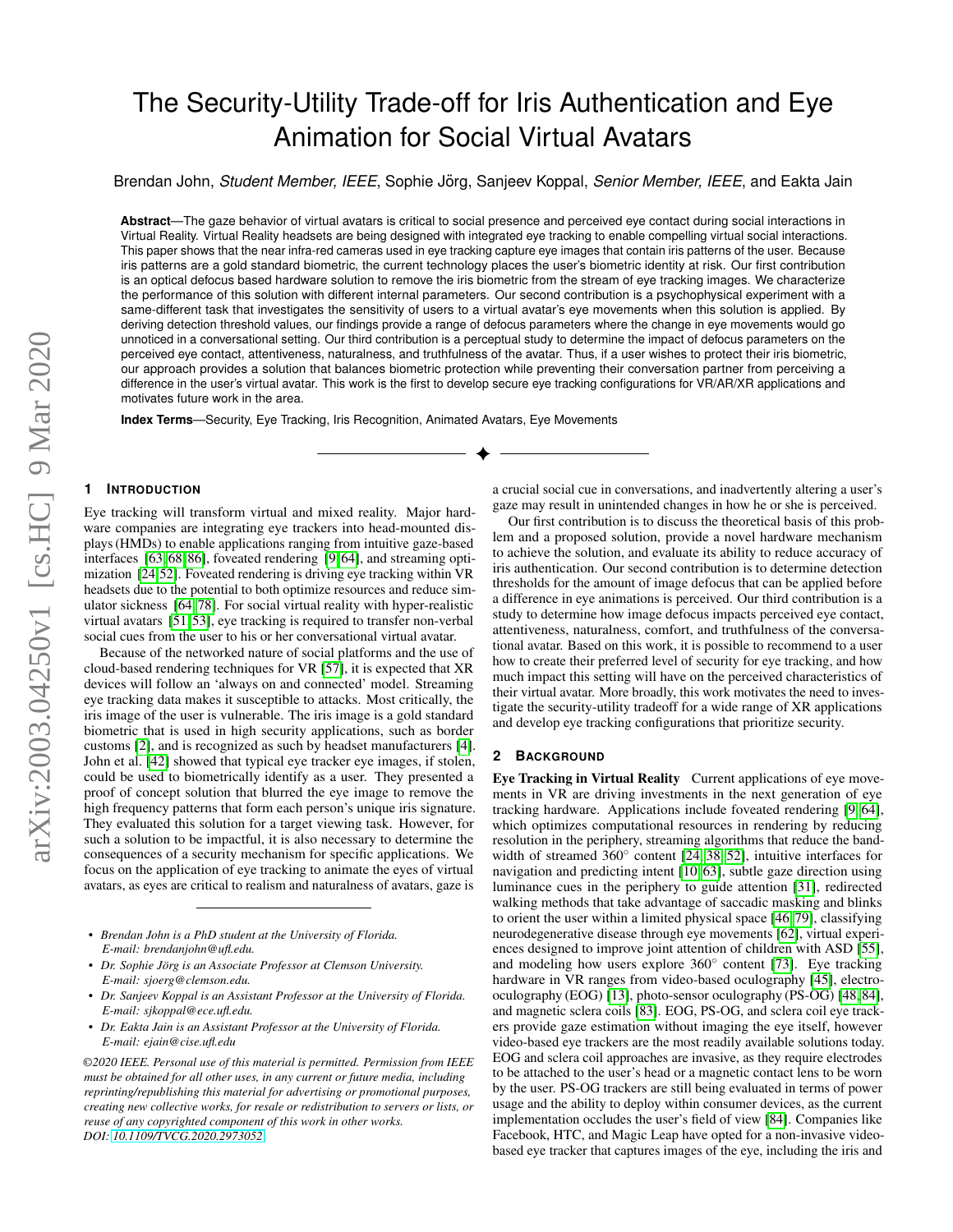# The Security-Utility Trade-off for Iris Authentication and Eye Animation for Social Virtual Avatars

Brendan John, *Student Member, IEEE*, Sophie Jörg, Sanjeev Koppal, *Senior Member, IEEE*, and Eakta Jain

**Abstract**—The gaze behavior of virtual avatars is critical to social presence and perceived eye contact during social interactions in Virtual Reality. Virtual Reality headsets are being designed with integrated eye tracking to enable compelling virtual social interactions. This paper shows that the near infra-red cameras used in eye tracking capture eye images that contain iris patterns of the user. Because iris patterns are a gold standard biometric, the current technology places the user's biometric identity at risk. Our first contribution is an optical defocus based hardware solution to remove the iris biometric from the stream of eye tracking images. We characterize the performance of this solution with different internal parameters. Our second contribution is a psychophysical experiment with a same-different task that investigates the sensitivity of users to a virtual avatar's eye movements when this solution is applied. By deriving detection threshold values, our findings provide a range of defocus parameters where the change in eye movements would go unnoticed in a conversational setting. Our third contribution is a perceptual study to determine the impact of defocus parameters on the perceived eye contact, attentiveness, naturalness, and truthfulness of the avatar. Thus, if a user wishes to protect their iris biometric, our approach provides a solution that balances biometric protection while preventing their conversation partner from perceiving a difference in the user's virtual avatar. This work is the first to develop secure eye tracking configurations for VR/AR/XR applications and motivates future work in the area.

**Index Terms**—Security, Eye Tracking, Iris Recognition, Animated Avatars, Eye Movements

## 1 Introduction

Eye tracking will transform virtual and mixed reality. Major hardware companies are integrating eye trackers into head-mounted displays (HMDs) to enable applications ranging from intuitive gaze-based interfaces [63,68,86], foveated rendering [9,64], and streaming optimization [24,52]. Foveated rendering is driving eye tracking within VR headsets due to the potential to both optimize resources and reduce simulator sickness [64,78]. For social virtual reality with hyper-realistic virtual avatars [51,53], eye tracking is required to transfer non-verbal social cues from the user to his or her conversational virtual avatar.

Because of the networked nature of social platforms and the use of cloud-based rendering techniques for VR [57], it is expected that XR devices will follow an 'always on and connected' model. Streaming eye tracking data makes it susceptible to attacks. Most critically, the iris image of the user is vulnerable. The iris image is a gold standard biometric that is used in high security applications, such as border customs [2], and is recognized as such by headset manufacturers [4]. John et al. [42] showed that typical eye tracker eye images, if stolen, could be used to biometrically identify as a user. They presented a proof of concept solution that blurred the eye image to remove the high frequency patterns that form each person's unique iris signature. They evaluated this solution for a target viewing task. However, for such a solution to be impactful, it is also necessary to determine the consequences of a security mechanism for specific applications. We focus on the application of eye tracking to animate the eyes of virtual avatars, as eyes are critical to realism and naturalness of avatars, gaze is a crucial social cue in conversations, and inadvertently altering a user's gaze may result in unintended changes in how he or she is perceived.

Our first contribution is to discuss the theoretical basis of this problem and a proposed solution, provide a novel hardware mechanism to achieve the solution, and evaluate its ability to reduce accuracy of iris authentication. Our second contribution is to determine detection thresholds for the amount of image defocus that can be applied before a difference in eye animations is perceived. Our third contribution is a study to determine how image defocus impacts perceived eye contact, attentiveness, naturalness, comfort, and truthfulness of the conversational avatar. Based on this work, it is possible to recommend to a user how to create their preferred level of security for eye tracking, and how much impact this setting will have on the perceived characteristics of their virtual avatar. More broadly, this work motivates the need to investigate the security-utility tradeoff for a wide range of XR applications and develop eye tracking configurations that prioritize security.

## 2 Background

**Eye Tracking in Virtual Reality** Current applications of eye movements in VR are driving investments in the next generation of eye tracking hardware. Applications include foveated rendering [9,64], which optimizes computational resources in rendering by reducing resolution in the periphery, streaming algorithms that reduce the bandwidth of streamed 360° content [24,38,52], intuitive interfaces for navigation and predicting intent [10,63], subtle gaze direction using luminance cues in the periphery to guide attention [31], redirected walking methods that take advantage of saccadic masking and blinks to orient the user within a limited physical space [46,79], classifying neurodegenerative disease through eye movements [62], virtual experiences designed to improve joint attention of children with ASD [55], and modeling how users explore 360° content [73]. Eye tracking hardware in VR ranges from video-based oculography [45], electro-oculography (EOG) [13], photo-sensor oculography (PS-OG) [48,84], and magnetic sclera coils [83]. EOG, PS-OG, and sclera coil eye trackers provide gaze estimation without imaging the eye itself, however video-based eye trackers are the most readily available solutions today. EOG and sclera coil approaches are invasive, as they require electrodes to be attached to the user's head or a magnetic contact lens to be worn by the user. PS-OG trackers are still being evaluated in terms of power usage and the ability to deploy within consumer devices, as the current implementation occludes the user's field of view [84]. Companies like Facebook, HTC, and Magic Leap have opted for a non-invasive video-based eye tracker that captures images of the eye, including the iris and

- *Brendan John is a PhD student at the University of Florida. E-mail: brendanjohn@ufl.edu.*
- *Dr. Sophie Jörg is an Associate Professor at Clemson University. E-mail: sjoerg@clemson.edu.*
- *Dr. Sanjeev Koppal is an Assistant Professor at the University of Florida. E-mail: sjkoppal@ece.ufl.edu.*
- *Dr. Eakta Jain is an Assistant Professor at the University of Florida. E-mail: ejain@cise.ufl.edu*

*©2020 IEEE. Personal use of this material is permitted. Permission from IEEE must be obtained for all other uses, in any current or future media, including reprinting/republishing this material for advertising or promotional purposes, creating new collective works, for resale or redistribution to servers or lists, or reuse of any copyrighted component of this work in other works. DOI: 10.1109/TVCG.2020.2973052*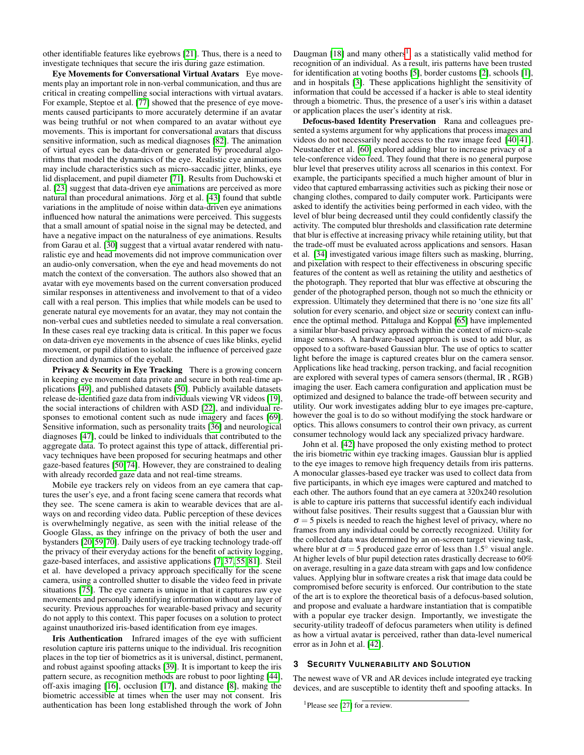other identifiable features like eyebrows [21]. Thus, there is a need to investigate techniques that secure the iris during gaze estimation.

**Eye Movements for Conversational Virtual Avatars** Eye movements play an important role in non-verbal communication, and thus are critical in creating compelling social interactions with virtual avatars. For example, Steptoe et al. [77] showed that the presence of eye movements caused participants to more accurately determine if an avatar was being truthful or not when compared to an avatar without eye movements. This is important for conversational avatars that discuss sensitive information, such as medical diagnoses [82]. The animation of virtual eyes can be data-driven or generated by procedural algorithms that model the dynamics of the eye. Realistic eye animations may include characteristics such as micro-saccadic jitter, blinks, eye lid displacement, and pupil diameter [71]. Results from Duchowski et al. [23] suggest that data-driven eye animations are perceived as more natural than procedural animations. Jörg et al. [43] found that subtle variations in the amplitude of noise within data-driven eye animations influenced how natural the animations were perceived. This suggests that a small amount of spatial noise in the signal may be detected, and have a negative impact on the naturalness of eye animations. Results from Garau et al. [30] suggest that a virtual avatar rendered with naturalistic eye and head movements did not improve communication over an audio-only conversation, when the eye and head movements do not match the context of the conversation. The authors also showed that an avatar with eye movements based on the current conversation produced similar responses in attentiveness and involvement to that of a video call with a real person. This implies that while models can be used to generate natural eye movements for an avatar, they may not contain the non-verbal cues and subtleties needed to simulate a real conversation. In these cases real eye tracking data is critical. In this paper we focus on data-driven eye movements in the absence of cues like blinks, eyelid movement, or pupil dilation to isolate the influence of perceived gaze direction and dynamics of the eyeball.

**Privacy & Security in Eye Tracking** There is a growing concern in keeping eye movement data private and secure in both real-time applications [49], and published datasets [50]. Publicly available datasets release de-identified gaze data from individuals viewing VR videos [19], the social interactions of children with ASD [22], and individual responses to emotional content such as nude imagery and faces [69]. Sensitive information, such as personality traits [36] and neurological diagnoses [47], could be linked to individuals that contributed to the aggregate data. To protect against this type of attack, differential privacy techniques have been proposed for securing heatmaps and other gaze-based features [50, 74]. However, they are constrained to dealing with already recorded gaze data and not real-time streams.

Mobile eye trackers rely on videos from an eye camera that captures the user's eye, and a front facing scene camera that records what they see. The scene camera is akin to wearable devices that are always on and recording video data. Public perception of these devices is overwhelmingly negative, as seen with the initial release of the Google Glass, as they infringe on the privacy of both the user and bystanders [20, 59, 70]. Daily users of eye tracking technology trade-off the privacy of their everyday actions for the benefit of activity logging, gaze-based interfaces, and assistive applications [7, 37, 55, 81]. Steil et al. have developed a privacy approach specifically for the scene camera, using a controlled shutter to disable the video feed in private situations [75]. The eye camera is unique in that it captures raw eye movements and personally identifying information without any layer of security. Previous approaches for wearable-based privacy and security do not apply to this context. This paper focuses on a solution to protect against unauthorized iris-based identification from eye images.

**Iris Authentication** Infrared images of the eye with sufficient resolution capture iris patterns unique to the individual. Iris recognition places in the top tier of biometrics as it is universal, distinct, permanent, and robust against spoofing attacks [39]. It is important to keep the iris pattern secure, as recognition methods are robust to poor lighting [44], off-axis imaging [16], occlusion [17], and distance [8], making the biometric accessible at times when the user may not consent. Iris authentication has been long established through the work of John Daugman [18] and many others[1], as a statistically valid method for recognition of an individual. As a result, iris patterns have been trusted for identification at voting booths [5], border customs [2], schools [1], and in hospitals [3]. These applications highlight the sensitivity of information that could be accessed if a hacker is able to steal identity through a biometric. Thus, the presence of a user's iris within a dataset or application places the user's identity at risk.

**Defocus-based Identity Preservation** Rana and colleagues presented a systems argument for why applications that process images and videos do not necessarily need access to the raw image feed [40, 41]. Neustaedter et al. [60] explored adding blur to increase privacy of a tele-conference video feed. They found that there is no general purpose blur level that preserves utility across all scenarios in this context. For example, the participants specified a much higher amount of blur in video that captured embarrassing activities such as picking their nose or changing clothes, compared to daily computer work. Participants were asked to identify the activities being performed in each video, with the level of blur being decreased until they could confidently classify the activity. The computed blur thresholds and classification rate determine that blur is effective at increasing privacy while retaining utility, but that the trade-off must be evaluated across applications and sensors. Hasan et al. [34] investigated various image filters such as masking, blurring, and pixelation with respect to their effectiveness in obscuring specific features of the content as well as retaining the utility and aesthetics of the photograph. They reported that blur was effective at obscuring the gender of the photographed person, though not so much the ethnicity or expression. Ultimately they determined that there is no 'one size fits all' solution for every scenario, and object size or security context can influence the optimal method. Pittaluga and Koppal [65] have implemented a similar blur-based privacy approach within the context of micro-scale image sensors. A hardware-based approach is used to add blur, as opposed to a software-based Gaussian blur. The use of optics to scatter light before the image is captured creates blur on the camera sensor. Applications like head tracking, person tracking, and facial recognition are explored with several types of camera sensors (thermal, IR , RGB) imaging the user. Each camera configuration and application must be optimized and designed to balance the trade-off between security and utility. Our work investigates adding blur to eye images pre-capture, however the goal is to do so without modifying the stock hardware or optics. This allows consumers to control their own privacy, as current consumer technology would lack any specialized privacy hardware.

John et al. [42] have proposed the only existing method to protect the iris biometric within eye tracking images. Gaussian blur is applied to the eye images to remove high frequency details from iris patterns. A monocular glasses-based eye tracker was used to collect data from five participants, in which eye images were captured and matched to each other. The authors found that an eye camera at 320x240 resolution is able to capture iris patterns that successful identify each individual without false positives. Their results suggest that a Gaussian blur with $\sigma = 5$ pixels is needed to reach the highest level of privacy, where no frames from any individual could be correctly recognized. Utility for the collected data was determined by an on-screen target viewing task, where blur at $\sigma = 5$ produced gaze error of less than $1.5^{\circ}$ visual angle. At higher levels of blur pupil detection rates drastically decrease to 60% on average, resulting in a gaze data stream with gaps and low confidence values. Applying blur in software creates a risk that image data could be compromised before security is enforced. Our contribution to the state of the art is to explore the theoretical basis of a defocus-based solution, and propose and evaluate a hardware instantiation that is compatible with a popular eye tracker design. Importantly, we investigate the security-utility tradeoff of defocus parameters when utility is defined as how a virtual avatar is perceived, rather than data-level numerical error as in John et al. [42].

## 3 Security Vulnerability and Solution

The newest wave of VR and AR devices include integrated eye tracking devices, and are susceptible to identity theft and spoofing attacks. In

[1] Please see [27] for a review.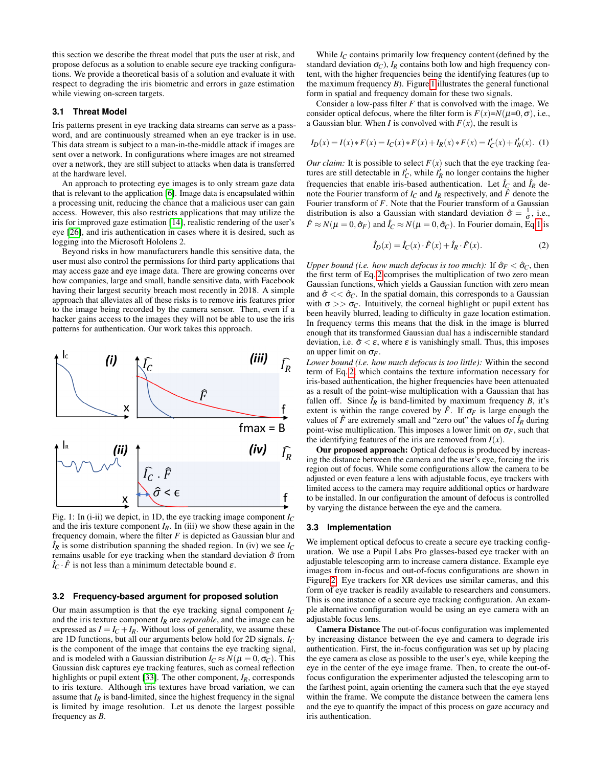this section we describe the threat model that puts the user at risk, and propose defocus as a solution to enable secure eye tracking configurations. We provide a theoretical basis of a solution and evaluate it with respect to degrading the iris biometric and errors in gaze estimation while viewing on-screen targets.

### 3.1 Threat Model

Iris patterns present in eye tracking data streams can serve as a password, and are continuously streamed when an eye tracker is in use. This data stream is subject to a man-in-the-middle attack if images are sent over a network. In configurations where images are not streamed over a network, they are still subject to attacks when data is transferred at the hardware level.

An approach to protecting eye images is to only stream gaze data that is relevant to the application [6]. Image data is encapsulated within a processing unit, reducing the chance that a malicious user can gain access. However, this also restricts applications that may utilize the iris for improved gaze estimation [14], realistic rendering of the user's eye [26], and iris authentication in cases where it is desired, such as logging into the Microsoft Hololens 2.

Beyond risks in how manufacturers handle this sensitive data, the user must also control the permissions for third party applications that may access gaze and eye image data. There are growing concerns over how companies, large and small, handle sensitive data, with Facebook having their largest security breach most recently in 2018. A simple approach that alleviates all of these risks is to remove iris features prior to the image being recorded by the camera sensor. Then, even if a hacker gains access to the images they will not be able to use the iris patterns for authentication. Our work takes this approach.

Fig. 1: In (i-ii) we depict, in 1D, the eye tracking image component $I_C$ and the iris texture component $I_R$. In (iii) we show these again in the frequency domain, where the filter $F$ is depicted as Gaussian blur and $\hat{I}_R$ is some distribution spanning the shaded region. In (iv) we see $I_C$ remains usable for eye tracking when the standard deviation $\hat{\sigma}$ from $\hat{I}_C \cdot \hat{F}$ is not less than a minimum detectable bound $\varepsilon$.

### 3.2 Frequency-based argument for proposed solution

Our main assumption is that the eye tracking signal component $I_C$ and the iris texture component $I_R$ are *separable*, and the image can be expressed as $I = I_C + I_R$. Without loss of generality, we assume these are 1D functions, but all our arguments below hold for 2D signals. $I_C$ is the component of the image that contains the eye tracking signal, and is modeled with a Gaussian distribution $I_C \approx N(\mu = 0, \sigma_C)$. This Gaussian disk captures eye tracking features, such as corneal reflection highlights or pupil extent [33]. The other component, $I_R$, corresponds to iris texture. Although iris textures have broad variation, we can assume that $I_R$ is band-limited, since the highest frequency in the signal is limited by image resolution. Let us denote the largest possible frequency as $B$.

While $I_C$ contains primarily low frequency content (defined by the standard deviation $\sigma_C$), $I_R$ contains both low and high frequency content, with the higher frequencies being the identifying features (up to the maximum frequency $B$). Figure 1 illustrates the general functional form in spatial and frequency domain for these two signals.

Consider a low-pass filter $F$ that is convolved with the image. We consider optical defocus, where the filter form is $F(x) = N(\mu = 0, \sigma)$, i.e., a Gaussian blur. When $I$ is convolved with $F(x)$, the result is

$$I_D(x) = I(x) * F(x) = I_C(x) * F(x) + I_R(x) * F(x) = I'_C(x) + I'_R(x). \quad (1)$$

*Our claim:* It is possible to select $F(x)$ such that the eye tracking features are still detectable in $I'_C$, while $I'_R$ no longer contains the higher frequencies that enable iris-based authentication. Let $\hat{I}_C$ and $\hat{I}_R$ denote the Fourier transform of $I_C$ and $I_R$ respectively, and $\hat{F}$ denote the Fourier transform of $F$. Note that the Fourier transform of a Gaussian distribution is also a Gaussian with standard deviation $\hat{\sigma} = \frac{1}{\sigma}$, i.e., $\hat{F} \approx N(\mu = 0, \hat{\sigma}_F)$ and $\hat{I}_C \approx N(\mu = 0, \hat{\sigma}_C)$. In Fourier domain, Eq 1 is

$$\hat{I}_D(x) = \hat{I}_C(x) \cdot \hat{F}(x) + \hat{I}_R \cdot \hat{F}(x). \quad (2)$$

*Upper bound (i.e. how much defocus is too much):* If $\hat{\sigma}_F < \hat{\sigma}_C$, then the first term of Eq. 2 comprises the multiplication of two zero mean Gaussian functions, which yields a Gaussian function with zero mean and $\hat{\sigma} << \hat{\sigma}_C$. In the spatial domain, this corresponds to a Gaussian with $\sigma >> \sigma_C$. Intuitively, the corneal highlight or pupil extent has been heavily blurred, leading to difficulty in gaze location estimation. In frequency terms this means that the disk in the image is blurred enough that its transformed Gaussian dual has a indiscernible standard deviation, i.e. $\hat{\sigma} < \varepsilon$, where $\varepsilon$ is vanishingly small. Thus, this imposes an upper limit on $\sigma_F$.

*Lower bound (i.e. how much defocus is too little):* Within the second term of Eq. 2, which contains the texture information necessary for iris-based authentication, the higher frequencies have been attenuated as a result of the point-wise multiplication with a Gaussian that has fallen off. Since $\hat{I}_R$ is band-limited by maximum frequency $B$, it's extent is within the range covered by $\hat{F}$. If $\sigma_F$ is large enough the values of $\hat{F}$ are extremely small and "zero out" the values of $\hat{I}_R$ during point-wise multiplication. This imposes a lower limit on $\sigma_F$, such that the identifying features of the iris are removed from $I(x)$.

**Our proposed approach:** Optical defocus is produced by increasing the distance between the camera and the user's eye, forcing the iris region out of focus. While some configurations allow the camera to be adjusted or even feature a lens with adjustable focus, eye trackers with limited access to the camera may require additional optics or hardware to be installed. In our configuration the amount of defocus is controlled by varying the distance between the eye and the camera.

### 3.3 Implementation

We implement optical defocus to create a secure eye tracking configuration. We use a Pupil Labs Pro glasses-based eye tracker with an adjustable telescoping arm to increase camera distance. Example eye images from in-focus and out-of-focus configurations are shown in Figure 2. Eye trackers for XR devices use similar cameras, and this form of eye tracker is readily available to researchers and consumers. This is one instance of a secure eye tracking configuration. An example alternative configuration would be using an eye camera with an adjustable focus lens.

**Camera Distance** The out-of-focus configuration was implemented by increasing distance between the eye and camera to degrade iris authentication. First, the in-focus configuration was set up by placing the eye camera as close as possible to the user's eye, while keeping the eye in the center of the eye image frame. Then, to create the out-of-focus configuration the experimenter adjusted the telescoping arm to the farthest point, again orienting the camera such that the eye stayed within the frame. We compute the distance between the camera lens and the eye to quantify the impact of this process on gaze accuracy and iris authentication.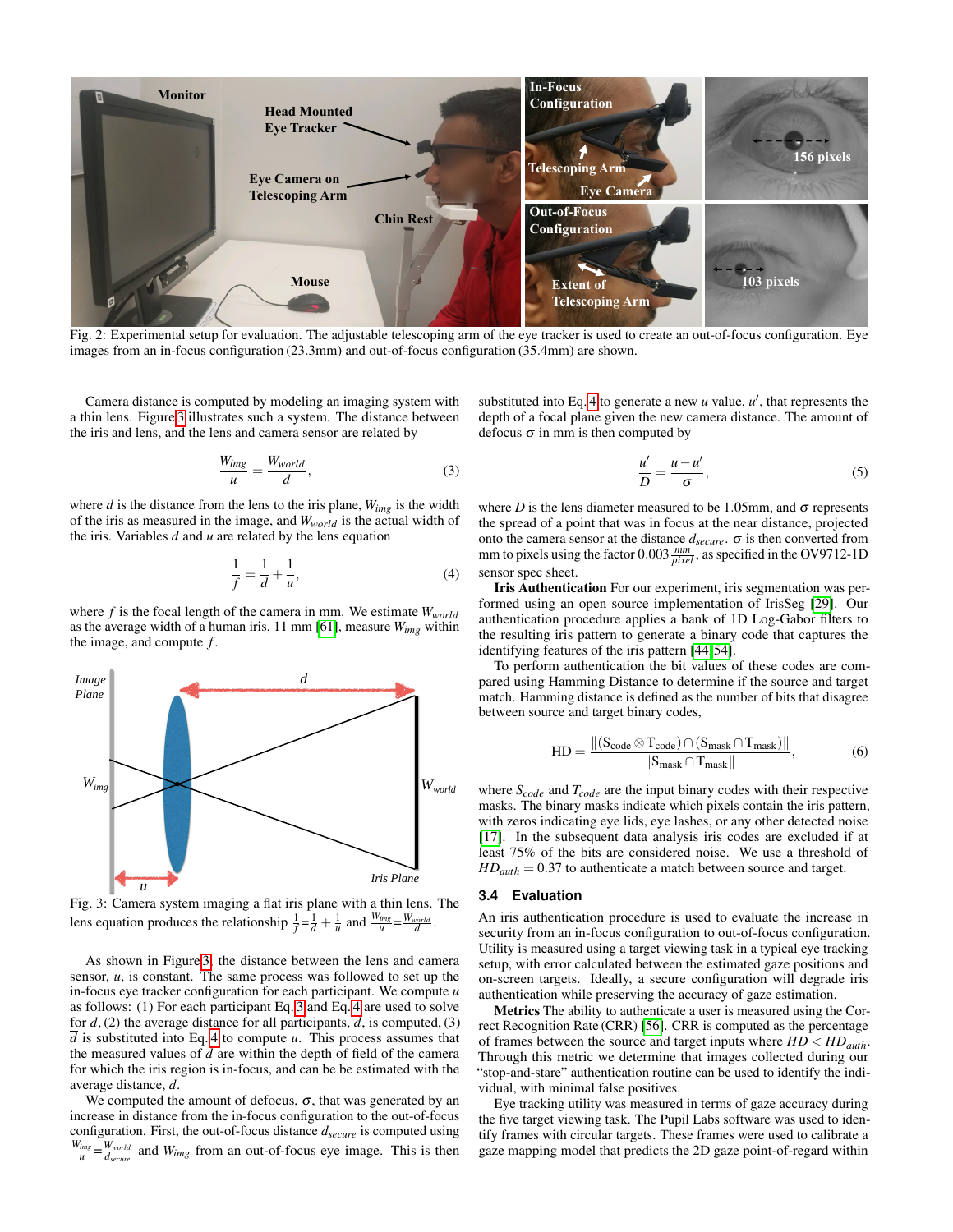Fig. 2: Experimental setup for evaluation. The adjustable telescoping arm of the eye tracker is used to create an out-of-focus configuration. Eye images from an in-focus configuration (23.3mm) and out-of-focus configuration (35.4mm) are shown.

Camera distance is computed by modeling an imaging system with a thin lens. Figure 3 illustrates such a system. The distance between the iris and lens, and the lens and camera sensor are related by

$$\frac{W_{img}}{u} = \frac{W_{world}}{d}, \tag{3}$$

where $d$ is the distance from the lens to the iris plane, $W_{img}$ is the width of the iris as measured in the image, and $W_{world}$ is the actual width of the iris. Variables $d$ and $u$ are related by the lens equation

$$\frac{1}{f} = \frac{1}{d} + \frac{1}{u}, \tag{4}$$

where $f$ is the focal length of the camera in mm. We estimate $W_{world}$ as the average width of a human iris, 11 mm [61], measure $W_{img}$ within the image, and compute $f$.

Fig. 3: Camera system imaging a flat iris plane with a thin lens. The lens equation produces the relationship $\frac{1}{f} = \frac{1}{d} + \frac{1}{u}$ and $\frac{W_{img}}{u} = \frac{W_{world}}{d}$.

As shown in Figure 3, the distance between the lens and camera sensor, $u$, is constant. The same process was followed to set up the in-focus eye tracker configuration for each participant. We compute $u$ as follows: (1) For each participant Eq. 3 and Eq. 4 are used to solve for $d$, (2) the average distance for all participants, $\overline{d}$, is computed, (3) $\overline{d}$ is substituted into Eq. 4 to compute $u$. This process assumes that the measured values of $d$ are within the depth of field of the camera for which the iris region is in-focus, and can be estimated with the average distance, $\overline{d}$.

We computed the amount of defocus, $\sigma$, that was generated by an increase in distance from the in-focus configuration to the out-of-focus configuration. First, the out-of-focus distance $d_{secure}$ is computed using $\frac{W_{img}}{u} = \frac{W_{world}}{d_{secure}}$ and $W_{img}$ from an out-of-focus eye image. This is then substituted into Eq. 4 to generate a new $u$ value, $u'$, that represents the depth of a focal plane given the new camera distance. The amount of defocus $\sigma$ in mm is then computed by

$$\frac{u'}{D} = \frac{u - u'}{\sigma}, \tag{5}$$

where $D$ is the lens diameter measured to be 1.05mm, and $\sigma$ represents the spread of a point that was in focus at the near distance, projected onto the camera sensor at the distance $d_{secure}$. $\sigma$ is then converted from mm to pixels using the factor $0.003 \frac{mm}{pixel}$, as specified in the OV9712-1D sensor spec sheet.

**Iris Authentication** For our experiment, iris segmentation was performed using an open source implementation of IrisSeg [29]. Our authentication procedure applies a bank of 1D Log-Gabor filters to the resulting iris pattern to generate a binary code that captures the identifying features of the iris pattern [44, 54].

To perform authentication the bit values of these codes are compared using Hamming Distance to determine if the source and target match. Hamming distance is defined as the number of bits that disagree between source and target binary codes,

$$\text{HD} = \frac{\|(\text{S}_{\text{code}} \otimes \text{T}_{\text{code}}) \cap (\text{S}_{\text{mask}} \cap \text{T}_{\text{mask}})\|}{\|\text{S}_{\text{mask}} \cap \text{T}_{\text{mask}}\|}, \tag{6}$$

where $S_{code}$ and $T_{code}$ are the input binary codes with their respective masks. The binary masks indicate which pixels contain the iris pattern, with zeros indicating eye lids, eye lashes, or any other detected noise [17]. In the subsequent data analysis iris codes are excluded if at least 75% of the bits are considered noise. We use a threshold of $HD_{auth} = 0.37$ to authenticate a match between source and target.

### 3.4 Evaluation

An iris authentication procedure is used to evaluate the increase in security from an in-focus configuration to out-of-focus configuration. Utility is measured using a target viewing task in a typical eye tracking setup, with error calculated between the estimated gaze positions and on-screen targets. Ideally, a secure configuration will degrade iris authentication while preserving the accuracy of gaze estimation.

**Metrics** The ability to authenticate a user is measured using the Correct Recognition Rate (CRR) [56]. CRR is computed as the percentage of frames between the source and target inputs where $HD < HD_{auth}$. Through this metric we determine that images collected during our "stop-and-stare" authentication routine can be used to identify the individual, with minimal false positives.

Eye tracking utility was measured in terms of gaze accuracy during the five target viewing task. The Pupil Labs software was used to identify frames with circular targets. These frames were used to calibrate a gaze mapping model that predicts the 2D gaze point-of-regard within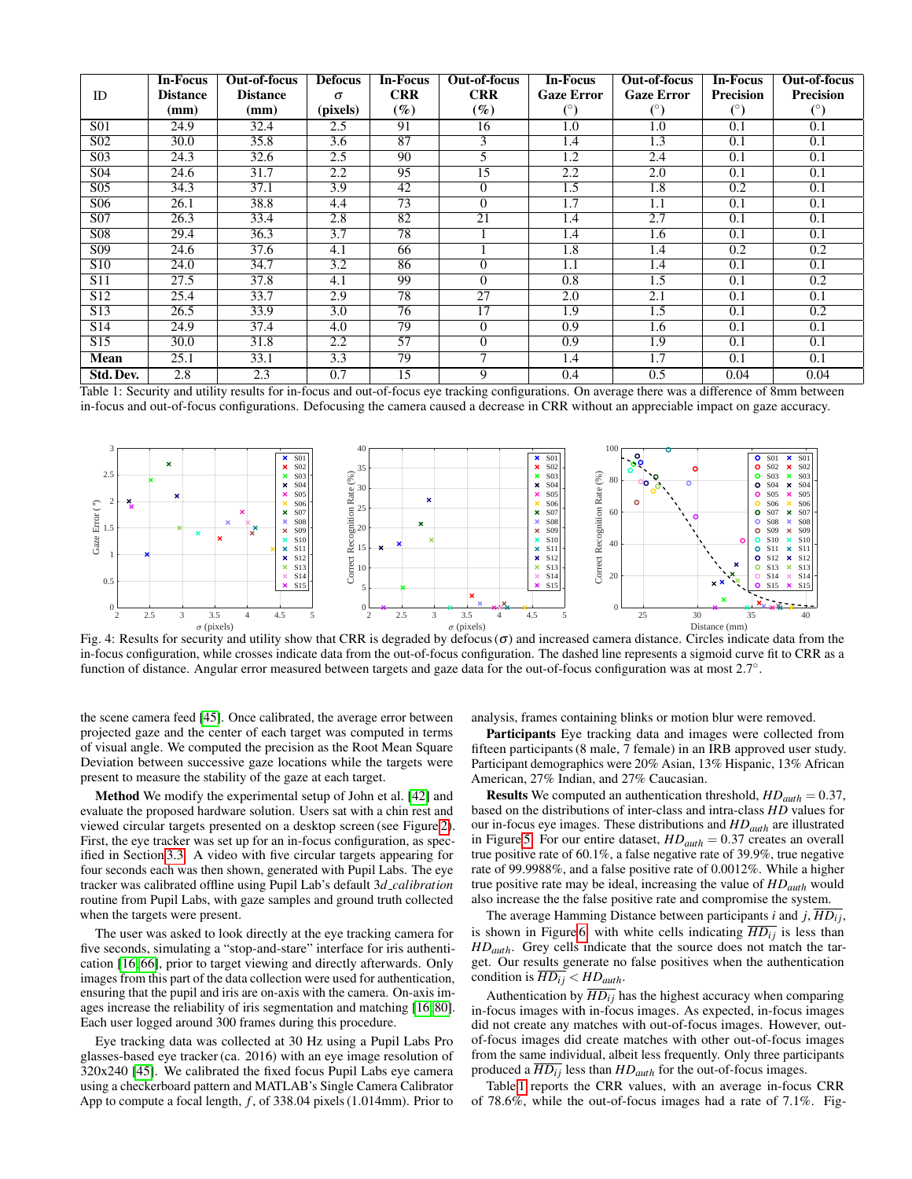| ID | In-Focus Distance (mm) | Out-of-focus Distance (mm) | Defocus $\sigma$ (pixels) | In-Focus CRR (%) | Out-of-focus CRR (%) | In-Focus Gaze Error (°) | Out-of-focus Gaze Error (°) | In-Focus Precision (°) | Out-of-focus Precision (°) |
|---|---|---|---|---|---|---|---|---|---|
| S01 | 24.9 | 32.4 | 2.5 | 91 | 16 | 1.0 | 1.0 | 0.1 | 0.1 |
| S02 | 30.0 | 35.8 | 3.6 | 87 | 3 | 1.4 | 1.3 | 0.1 | 0.1 |
| S03 | 24.3 | 32.6 | 2.5 | 90 | 5 | 1.2 | 2.4 | 0.1 | 0.1 |
| S04 | 24.6 | 31.7 | 2.2 | 95 | 15 | 2.2 | 2.0 | 0.1 | 0.1 |
| S05 | 34.3 | 37.1 | 3.9 | 42 | 0 | 1.5 | 1.8 | 0.2 | 0.1 |
| S06 | 26.1 | 38.8 | 4.4 | 73 | 0 | 1.7 | 1.1 | 0.1 | 0.1 |
| S07 | 26.3 | 33.4 | 2.8 | 82 | 21 | 1.4 | 2.7 | 0.1 | 0.1 |
| S08 | 29.4 | 36.3 | 3.7 | 78 | 1 | 1.4 | 1.6 | 0.1 | 0.1 |
| S09 | 24.6 | 37.6 | 4.1 | 66 | 1 | 1.8 | 1.4 | 0.2 | 0.2 |
| S10 | 24.0 | 34.7 | 3.2 | 86 | 0 | 1.1 | 1.4 | 0.1 | 0.1 |
| S11 | 27.5 | 37.8 | 4.1 | 99 | 0 | 0.8 | 1.5 | 0.1 | 0.2 |
| S12 | 25.4 | 33.7 | 2.9 | 78 | 27 | 2.0 | 2.1 | 0.1 | 0.1 |
| S13 | 26.5 | 33.9 | 3.0 | 76 | 17 | 1.9 | 1.5 | 0.1 | 0.2 |
| S14 | 24.9 | 37.4 | 4.0 | 79 | 0 | 0.9 | 1.6 | 0.1 | 0.1 |
| S15 | 30.0 | 31.8 | 2.2 | 57 | 0 | 0.9 | 1.9 | 0.1 | 0.1 |
| **Mean** | 25.1 | 33.1 | 3.3 | 79 | 7 | 1.4 | 1.7 | 0.1 | 0.1 |
| **Std. Dev.** | 2.8 | 2.3 | 0.7 | 15 | 9 | 0.4 | 0.5 | 0.04 | 0.04 |

Table 1: Security and utility results for in-focus and out-of-focus eye tracking configurations. On average there was a difference of 8mm between in-focus and out-of-focus configurations. Defocusing the camera caused a decrease in CRR without an appreciable impact on gaze accuracy.

Fig. 4: Results for security and utility show that CRR is degraded by defocus ($\sigma$) and increased camera distance. Circles indicate data from the in-focus configuration, while crosses indicate data from the out-of-focus configuration. The dashed line represents a sigmoid curve fit to CRR as a function of distance. Angular error measured between targets and gaze data for the out-of-focus configuration was at most 2.7°.

the scene camera feed [45]. Once calibrated, the average error between projected gaze and the center of each target was computed in terms of visual angle. We computed the precision as the Root Mean Square Deviation between successive gaze locations while the targets were present to measure the stability of the gaze at each target.

**Method** We modify the experimental setup of John et al. [42] and evaluate the proposed hardware solution. Users sat with a chin rest and viewed circular targets presented on a desktop screen (see Figure 2). First, the eye tracker was set up for an in-focus configuration, as specified in Section 3.3. A video with five circular targets appearing for four seconds each was then shown, generated with Pupil Labs. The eye tracker was calibrated offline using Pupil Lab's default *3d_calibration* routine from Pupil Labs, with gaze samples and ground truth collected when the targets were present.

The user was asked to look directly at the eye tracking camera for five seconds, simulating a "stop-and-stare" interface for iris authentication [16, 66], prior to target viewing and directly afterwards. Only images from this part of the data collection were used for authentication, ensuring that the pupil and iris are on-axis with the camera. On-axis images increase the reliability of iris segmentation and matching [16, 80]. Each user logged around 300 frames during this procedure.

Eye tracking data was collected at 30 Hz using a Pupil Labs Pro glasses-based eye tracker (ca. 2016) with an eye image resolution of 320x240 [45]. We calibrated the fixed focus Pupil Labs eye camera using a checkerboard pattern and MATLAB's Single Camera Calibrator App to compute a focal length, $f$, of 338.04 pixels (1.014mm). Prior to analysis, frames containing blinks or motion blur were removed.

**Participants** Eye tracking data and images were collected from fifteen participants (8 male, 7 female) in an IRB approved user study. Participant demographics were 20% Asian, 13% Hispanic, 13% African American, 27% Indian, and 27% Caucasian.

**Results** We computed an authentication threshold, $HD_{auth} = 0.37$, based on the distributions of inter-class and intra-class $HD$ values for our in-focus eye images. These distributions and $HD_{auth}$ are illustrated in Figure 5. For our entire dataset, $HD_{auth} = 0.37$ creates an overall true positive rate of 60.1%, a false negative rate of 39.9%, true negative rate of 99.9988%, and a false positive rate of 0.0012%. While a higher true positive rate may be ideal, increasing the value of $HD_{auth}$ would also increase the the false positive rate and compromise the system.

The average Hamming Distance between participants $i$ and $j$, $\overline{HD_{ij}}$, is shown in Figure 6, with white cells indicating $\overline{HD_{ij}}$ is less than $HD_{auth}$. Grey cells indicate that the source does not match the target. Our results generate no false positives when the authentication condition is $\overline{HD_{ij}} < HD_{auth}$.

Authentication by $\overline{HD_{ij}}$ has the highest accuracy when comparing in-focus images with in-focus images. As expected, in-focus images did not create any matches with out-of-focus images. However, out-of-focus images did create matches with other out-of-focus images from the same individual, albeit less frequently. Only three participants produced a $\overline{HD_{ij}}$ less than $HD_{auth}$ for the out-of-focus images.

Table 1 reports the CRR values, with an average in-focus CRR of 78.6%, while the out-of-focus images had a rate of 7.1%. Fig-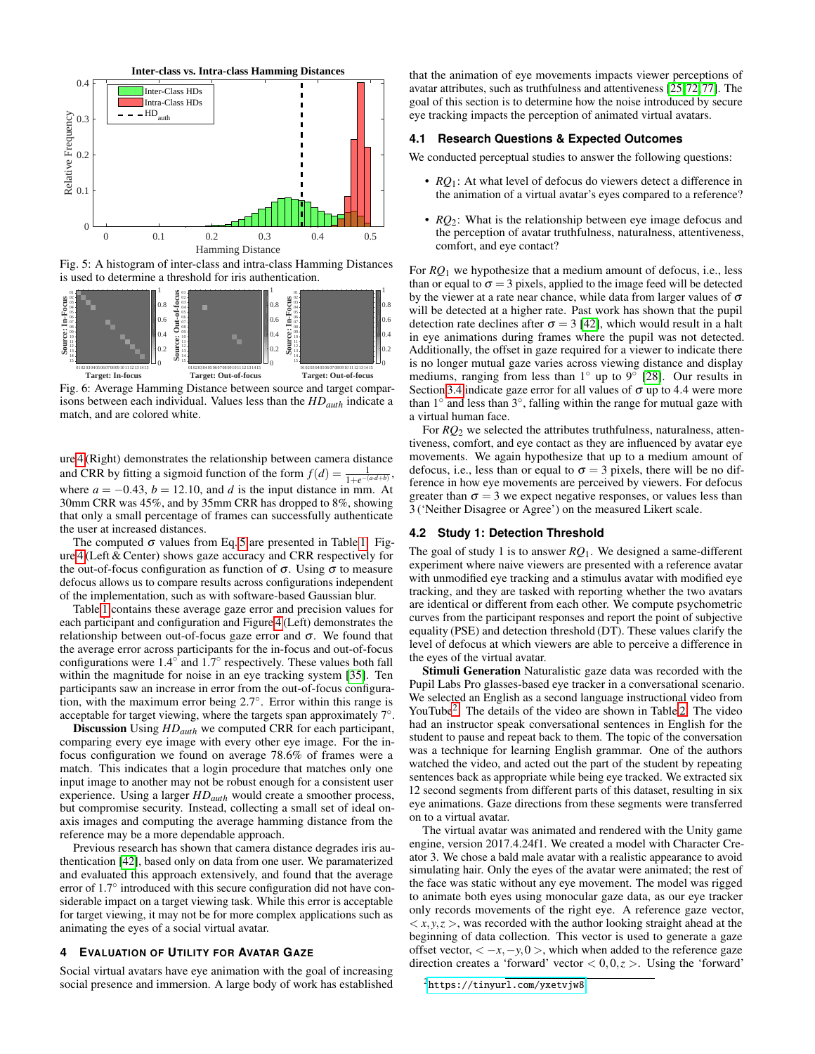Fig. 5: A histogram of inter-class and intra-class Hamming Distances is used to determine a threshold for iris authentication.

Fig. 6: Average Hamming Distance between source and target comparisons between each individual. Values less than the $HD_{auth}$ indicate a match, and are colored white.

ure 4 (Right) demonstrates the relationship between camera distance and CRR by fitting a sigmoid function of the form $f(d) = \frac{1}{1+e^{-(a \cdot d+b)}}$, where $a = -0.43$, $b = 12.10$, and $d$ is the input distance in mm. At 30mm CRR was 45%, and by 35mm CRR has dropped to 8%, showing that only a small percentage of frames can successfully authenticate the user at increased distances.

The computed $\sigma$ values from Eq. 5 are presented in Table 1. Figure 4 (Left & Center) shows gaze accuracy and CRR respectively for the out-of-focus configuration as function of $\sigma$. Using $\sigma$ to measure defocus allows us to compare results across configurations independent of the implementation, such as with software-based Gaussian blur.

Table 1 contains these average gaze error and precision values for each participant and configuration and Figure 4 (Left) demonstrates the relationship between out-of-focus gaze error and $\sigma$. We found that the average error across participants for the in-focus and out-of-focus configurations were 1.4° and 1.7° respectively. These values both fall within the magnitude for noise in an eye tracking system [35]. Ten participants saw an increase in error from the out-of-focus configuration, with the maximum error being 2.7°. Error within this range is acceptable for target viewing, where the targets span approximately 7°.

**Discussion** Using $HD_{auth}$ we computed CRR for each participant, comparing every eye image with every other eye image. For the in-focus configuration we found on average 78.6% of frames were a match. This indicates that a login procedure that matches only one input image to another may not be robust enough for a consistent user experience. Using a larger $HD_{auth}$ would create a smoother process, but compromise security. Instead, collecting a small set of ideal on-axis images and computing the average hamming distance from the reference may be a more dependable approach.

Previous research has shown that camera distance degrades iris authentication [42], based only on data from one user. We paramaterized and evaluated this approach extensively, and found that the average error of 1.7° introduced with this secure configuration did not have considerable impact on a target viewing task. While this error is acceptable for target viewing, it may not be for more complex applications such as animating the eyes of a social virtual avatar.

## 4 Evaluation of Utility for Avatar Gaze

Social virtual avatars have eye animation with the goal of increasing social presence and immersion. A large body of work has established that the animation of eye movements impacts viewer perceptions of avatar attributes, such as truthfulness and attentiveness [25, 72, 77]. The goal of this section is to determine how the noise introduced by secure eye tracking impacts the perception of animated virtual avatars.

### 4.1 Research Questions & Expected Outcomes

We conducted perceptual studies to answer the following questions:

- $RQ_1$: At what level of defocus do viewers detect a difference in the animation of a virtual avatar's eyes compared to a reference?
- $RQ_2$: What is the relationship between eye image defocus and the perception of avatar truthfulness, naturalness, attentiveness, comfort, and eye contact?

For $RQ_1$ we hypothesize that a medium amount of defocus, i.e., less than or equal to $\sigma = 3$ pixels, applied to the image feed will be detected by the viewer at a rate near chance, while data from larger values of $\sigma$ will be detected at a higher rate. Past work has shown that the pupil detection rate declines after $\sigma = 3$ [42], which would result in a halt in eye animations during frames where the pupil was not detected. Additionally, the offset in gaze required for a viewer to indicate there is no longer mutual gaze varies across viewing distance and display mediums, ranging from less than 1° up to 9° [28]. Our results in Section 3.4 indicate gaze error for all values of $\sigma$ up to 4.4 were more than 1° and less than 3°, falling within the range for mutual gaze with a virtual human face.

For $RQ_2$ we selected the attributes truthfulness, naturalness, attentiveness, comfort, and eye contact as they are influenced by avatar eye movements. We again hypothesize that up to a medium amount of defocus, i.e., less than or equal to $\sigma = 3$ pixels, there will be no difference in how eye movements are perceived by viewers. For defocus greater than $\sigma = 3$ we expect negative responses, or values less than 3 ('Neither Disagree or Agree') on the measured Likert scale.

### 4.2 Study 1: Detection Threshold

The goal of study 1 is to answer $RQ_1$. We designed a same-different experiment where naive viewers are presented with a reference avatar with unmodified eye tracking and a stimulus avatar with modified eye tracking, and they are tasked with reporting whether the two avatars are identical or different from each other. We compute psychometric curves from the participant responses and report the point of subjective equality (PSE) and detection threshold (DT). These values clarify the level of defocus at which viewers are able to perceive a difference in the eyes of the virtual avatar.

**Stimuli Generation** Naturalistic gaze data was recorded with the Pupil Labs Pro glasses-based eye tracker in a conversational scenario. We selected an English as a second language instructional video from YouTube[2]. The details of the video are shown in Table 2. The video had an instructor speak conversational sentences in English for the student to pause and repeat back to them. The topic of the conversation was a technique for learning English grammar. One of the authors watched the video, and acted out the part of the student by repeating sentences back as appropriate while being eye tracked. We extracted six 12 second segments from different parts of this dataset, resulting in six eye animations. Gaze directions from these segments were transferred on to a virtual avatar.

The virtual avatar was animated and rendered with the Unity game engine, version 2017.4.24f1. We created a model with Character Creator 3. We chose a bald male avatar with a realistic appearance to avoid simulating hair. Only the eyes of the avatar were animated; the rest of the face was static without any eye movement. The model was rigged to animate both eyes using monocular gaze data, as our eye tracker only records movements of the right eye. A reference gaze vector, $< x, y, z >$, was recorded with the author looking straight ahead at the beginning of data collection. This vector is used to generate a gaze offset vector, $< -x, -y, 0 >$, which when added to the reference gaze direction creates a 'forward' vector $< 0, 0, z >$. Using the 'forward'

[2] https://tinyurl.com/yxetvjw8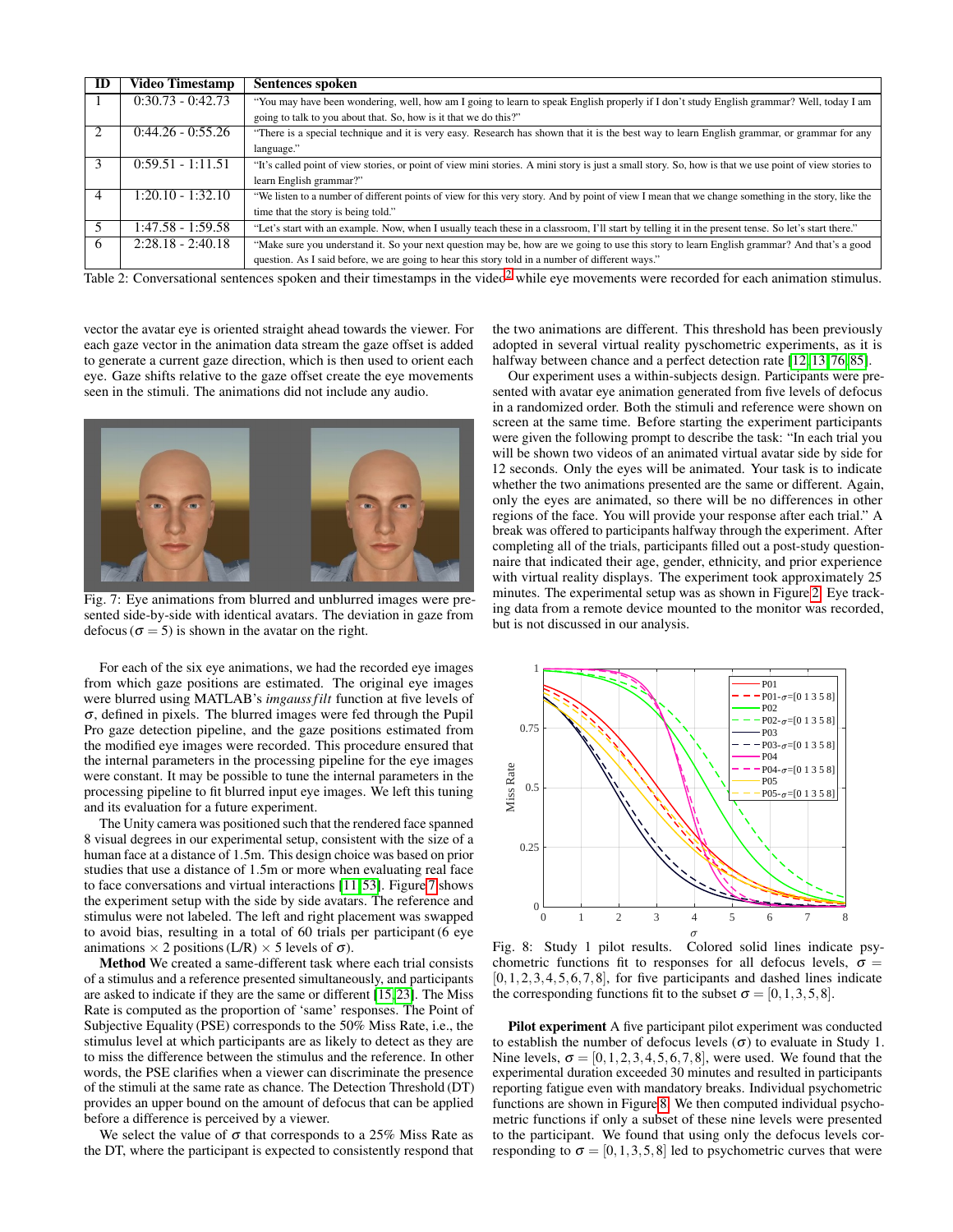| ID | Video Timestamp | Sentences spoken |
|---|---|---|
| 1 | 0:30.73 - 0:42.73 | "You may have been wondering, well, how am I going to learn to speak English properly if I don't study English grammar? Well, today I am going to talk to you about that. So, how is it that we do this?" |
| 2 | 0:44.26 - 0:55.26 | "There is a special technique and it is very easy. Research has shown that it is the best way to learn English grammar, or grammar for any language." |
| 3 | 0:59.51 - 1:11.51 | "It's called point of view stories, or point of view mini stories. A mini story is just a small story. So, how is that we use point of view stories to learn English grammar?" |
| 4 | 1:20.10 - 1:32.10 | "We listen to a number of different points of view for this very story. And by point of view I mean that we change something in the story, like the time that the story is being told." |
| 5 | 1:47.58 - 1:59.58 | "Let's start with an example. Now, when I usually teach these in a classroom, I'll start by telling it in the present tense. So let's start there." |
| 6 | 2:28.18 - 2:40.18 | "Make sure you understand it. So your next question may be, how are we going to use this story to learn English grammar? And that's a good question. As I said before, we are going to hear this story told in a number of different ways." |

Table 2: Conversational sentences spoken and their timestamps in the video[2] while eye movements were recorded for each animation stimulus.

vector the avatar eye is oriented straight ahead towards the viewer. For each gaze vector in the animation data stream the gaze offset is added to generate a current gaze direction, which is then used to orient each eye. Gaze shifts relative to the gaze offset create the eye movements seen in the stimuli. The animations did not include any audio.

Fig. 7: Eye animations from blurred and unblurred images were presented side-by-side with identical avatars. The deviation in gaze from defocus ($\sigma = 5$) is shown in the avatar on the right.

For each of the six eye animations, we had the recorded eye images from which gaze positions are estimated. The original eye images were blurred using MATLAB's *imgaussfilt* function at five levels of $\sigma$, defined in pixels. The blurred images were fed through the Pupil Pro gaze detection pipeline, and the gaze positions estimated from the modified eye images were recorded. This procedure ensured that the internal parameters in the processing pipeline for the eye images were constant. It may be possible to tune the internal parameters in the processing pipeline to fit blurred input eye images. We left this tuning and its evaluation for a future experiment.

The Unity camera was positioned such that the rendered face spanned 8 visual degrees in our experimental setup, consistent with the size of a human face at a distance of 1.5m. This design choice was based on prior studies that use a distance of 1.5m or more when evaluating real face to face conversations and virtual interactions [11, 53]. Figure 7 shows the experiment setup with the side by side avatars. The reference and stimulus were not labeled. The left and right placement was swapped to avoid bias, resulting in a total of 60 trials per participant (6 eye animations × 2 positions (L/R) × 5 levels of $\sigma$).

**Method** We created a same-different task where each trial consists of a stimulus and a reference presented simultaneously, and participants are asked to indicate if they are the same or different [15, 23]. The Miss Rate is computed as the proportion of 'same' responses. The Point of Subjective Equality (PSE) corresponds to the 50% Miss Rate, i.e., the stimulus level at which participants are as likely to detect as they are to miss the difference between the stimulus and the reference. In other words, the PSE clarifies when a viewer can discriminate the presence of the stimuli at the same rate as chance. The Detection Threshold (DT) provides an upper bound on the amount of defocus that can be applied before a difference is perceived by a viewer.

We select the value of $\sigma$ that corresponds to a 25% Miss Rate as the DT, where the participant is expected to consistently respond that the two animations are different. This threshold has been previously adopted in several virtual reality pyschometric experiments, as it is halfway between chance and a perfect detection rate [12, 13, 76, 85].

Our experiment uses a within-subjects design. Participants were presented with avatar eye animation generated from five levels of defocus in a randomized order. Both the stimuli and reference were shown on screen at the same time. Before starting the experiment participants were given the following prompt to describe the task: "In each trial you will be shown two videos of an animated virtual avatar side by side for 12 seconds. Only the eyes will be animated. Your task is to indicate whether the two animations presented are the same or different. Again, only the eyes are animated, so there will be no differences in other regions of the face. You will provide your response after each trial." A break was offered to participants halfway through the experiment. After completing all of the trials, participants filled out a post-study questionnaire that indicated their age, gender, ethnicity, and prior experience with virtual reality displays. The experiment took approximately 25 minutes. The experimental setup was as shown in Figure 2. Eye tracking data from a remote device mounted to the monitor was recorded, but is not discussed in our analysis.

Fig. 8: Study 1 pilot results. Colored solid lines indicate psychometric functions fit to responses for all defocus levels, $\sigma = [0, 1, 2, 3, 4, 5, 6, 7, 8]$, for five participants and dashed lines indicate the corresponding functions fit to the subset $\sigma = [0, 1, 3, 5, 8]$.

**Pilot experiment** A five participant pilot experiment was conducted to establish the number of defocus levels ($\sigma$) to evaluate in Study 1. Nine levels, $\sigma = [0, 1, 2, 3, 4, 5, 6, 7, 8]$, were used. We found that the experimental duration exceeded 30 minutes and resulted in participants reporting fatigue even with mandatory breaks. Individual psychometric functions are shown in Figure 8. We then computed individual psychometric functions if only a subset of these nine levels were presented to the participant. We found that using only the defocus levels corresponding to $\sigma = [0, 1, 3, 5, 8]$ led to psychometric curves that were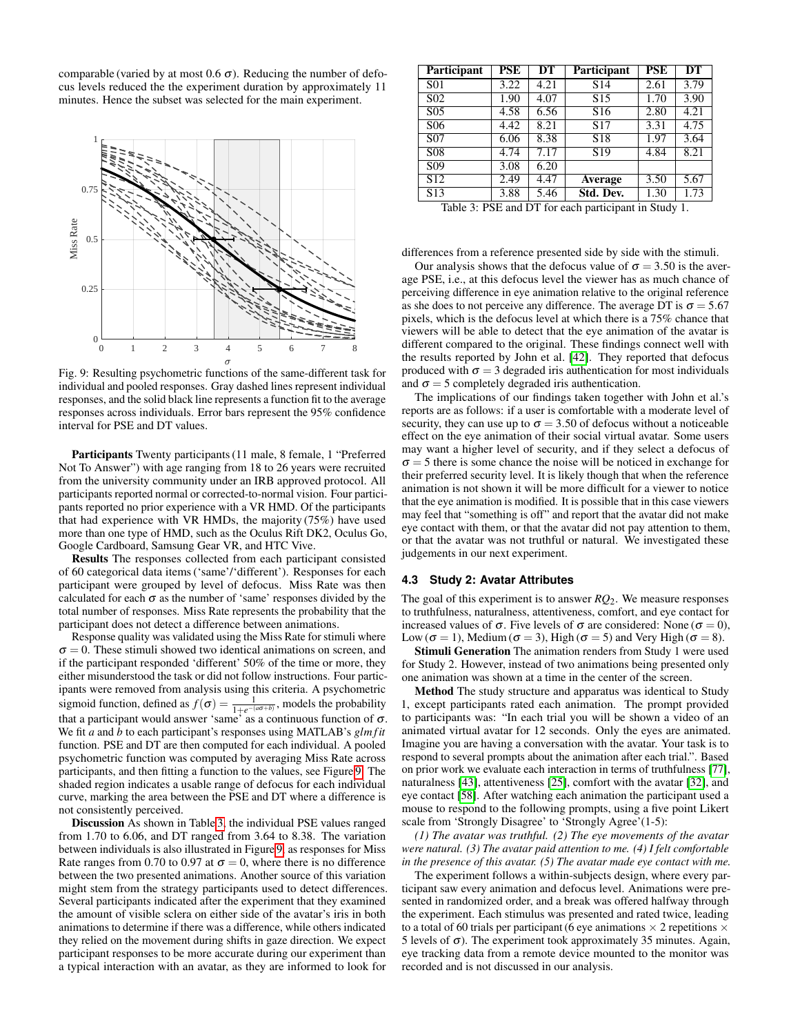comparable (varied by at most 0.6 $\sigma$). Reducing the number of defocus levels reduced the the experiment duration by approximately 11 minutes. Hence the subset was selected for the main experiment.

Fig. 9: Resulting psychometric functions of the same-different task for individual and pooled responses. Gray dashed lines represent individual responses, and the solid black line represents a function fit to the average responses across individuals. Error bars represent the 95% confidence interval for PSE and DT values.

**Participants** Twenty participants (11 male, 8 female, 1 "Preferred Not To Answer") with age ranging from 18 to 26 years were recruited from the university community under an IRB approved protocol. All participants reported normal or corrected-to-normal vision. Four participants reported no prior experience with a VR HMD. Of the participants that had experience with VR HMDs, the majority (75%) have used more than one type of HMD, such as the Oculus Rift DK2, Oculus Go, Google Cardboard, Samsung Gear VR, and HTC Vive.

**Results** The responses collected from each participant consisted of 60 categorical data items ('same'/'different'). Responses for each participant were grouped by level of defocus. Miss Rate was then calculated for each $\sigma$ as the number of 'same' responses divided by the total number of responses. Miss Rate represents the probability that the participant does not detect a difference between animations.

Response quality was validated using the Miss Rate for stimuli where $\sigma = 0$. These stimuli showed two identical animations on screen, and if the participant responded 'different' 50% of the time or more, they either misunderstood the task or did not follow instructions. Four participants were removed from analysis using this criteria. A psychometric sigmoid function, defined as $f(\sigma) = \frac{1}{1+e^{-(a\sigma+b)}}$, models the probability that a participant would answer 'same' as a continuous function of $\sigma$. We fit $a$ and $b$ to each participant's responses using MATLAB's *glmfit* function. PSE and DT are then computed for each individual. A pooled psychometric function was computed by averaging Miss Rate across participants, and then fitting a function to the values, see Figure 9. The shaded region indicates a usable range of defocus for each individual curve, marking the area between the PSE and DT where a difference is not consistently perceived.

**Discussion** As shown in Table 3, the individual PSE values ranged from 1.70 to 6.06, and DT ranged from 3.64 to 8.38. The variation between individuals is also illustrated in Figure 9, as responses for Miss Rate ranges from 0.70 to 0.97 at $\sigma = 0$, where there is no difference between the two presented animations. Another source of this variation might stem from the strategy participants used to detect differences. Several participants indicated after the experiment that they examined the amount of visible sclera on either side of the avatar's iris in both animations to determine if there was a difference, while others indicated they relied on the movement during shifts in gaze direction. We expect participant responses to be more accurate during our experiment than a typical interaction with an avatar, as they are informed to look for differences from a reference presented side by side with the stimuli.

| Participant | PSE | DT | Participant | PSE | DT |
|---|---|---|---|---|---|
| S01 | 3.22 | 4.21 | S14 | 2.61 | 3.79 |
| S02 | 1.90 | 4.07 | S15 | 1.70 | 3.90 |
| S05 | 4.58 | 6.56 | S16 | 2.80 | 4.21 |
| S06 | 4.42 | 8.21 | S17 | 3.31 | 4.75 |
| S07 | 6.06 | 8.38 | S18 | 1.97 | 3.64 |
| S08 | 4.74 | 7.17 | S19 | 4.84 | 8.21 |
| S09 | 3.08 | 6.20 | | | |
| S12 | 2.49 | 4.47 | **Average** | 3.50 | 5.67 |
| S13 | 3.88 | 5.46 | **Std. Dev.** | 1.30 | 1.73 |

Table 3: PSE and DT for each participant in Study 1.

Our analysis shows that the defocus value of $\sigma = 3.50$ is the average PSE, i.e., at this defocus level the viewer has as much chance of perceiving difference in eye animation relative to the original reference as she does to not perceive any difference. The average DT is $\sigma = 5.67$ pixels, which is the defocus level at which there is a 75% chance that viewers will be able to detect that the eye animation of the avatar is different compared to the original. These findings connect well with the results reported by John et al. [42]. They reported that defocus produced with $\sigma = 3$ degraded iris authentication for most individuals and $\sigma = 5$ completely degraded iris authentication.

The implications of our findings taken together with John et al.'s reports are as follows: if a user is comfortable with a moderate level of security, they can use up to $\sigma = 3.50$ of defocus without a noticeable effect on the eye animation of their social virtual avatar. Some users may want a higher level of security, and if they select a defocus of $\sigma = 5$ there is some chance the noise will be noticed in exchange for their preferred security level. It is likely though that when the reference animation is not shown it will be more difficult for a viewer to notice that the eye animation is modified. It is possible that in this case viewers may feel that "something is off" and report that the avatar did not make eye contact with them, or that the avatar did not pay attention to them, or that the avatar was not truthful or natural. We investigated these judgements in our next experiment.

### 4.3 Study 2: Avatar Attributes

The goal of this experiment is to answer $RQ_2$. We measure responses to truthfulness, naturalness, attentiveness, comfort, and eye contact for increased values of $\sigma$. Five levels of $\sigma$ are considered: None ($\sigma = 0$), Low ($\sigma = 1$), Medium ($\sigma = 3$), High ($\sigma = 5$) and Very High ($\sigma = 8$).

**Stimuli Generation** The animation renders from Study 1 were used for Study 2. However, instead of two animations being presented only one animation was shown at a time in the center of the screen.

**Method** The study structure and apparatus was identical to Study 1, except participants rated each animation. The prompt provided to participants was: "In each trial you will be shown a video of an animated virtual avatar for 12 seconds. Only the eyes are animated. Imagine you are having a conversation with the avatar. Your task is to respond to several prompts about the animation after each trial.". Based on prior work we evaluate each interaction in terms of truthfulness [77], naturalness [43], attentiveness [25], comfort with the avatar [32], and eye contact [58]. After watching each animation the participant used a mouse to respond to the following prompts, using a five point Likert scale from 'Strongly Disagree' to 'Strongly Agree'(1-5):

*(1) The avatar was truthful. (2) The eye movements of the avatar were natural. (3) The avatar paid attention to me. (4) I felt comfortable in the presence of this avatar. (5) The avatar made eye contact with me.*

The experiment follows a within-subjects design, where every participant saw every animation and defocus level. Animations were presented in randomized order, and a break was offered halfway through the experiment. Each stimulus was presented and rated twice, leading to a total of 60 trials per participant (6 eye animations $\times$ 2 repetitions $\times$ 5 levels of $\sigma$). The experiment took approximately 35 minutes. Again, eye tracking data from a remote device mounted to the monitor was recorded and is not discussed in our analysis.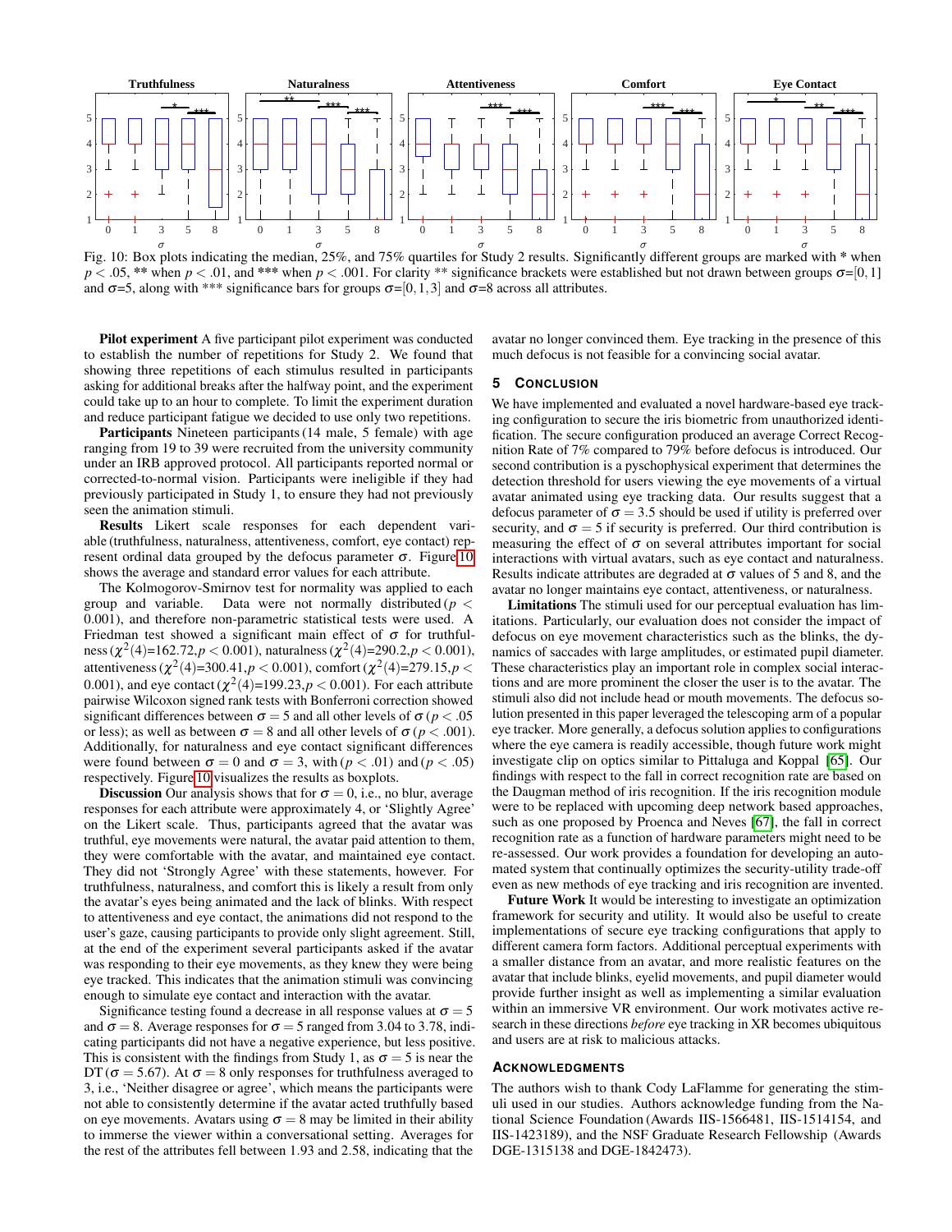Truthfulness

Naturalness

Attentiveness

Comfort

Eye Contact

σ: 0 1 3 5 8

Fig. 10: Box plots indicating the median, 25%, and 75% quartiles for Study 2 results. Significantly different groups are marked with * when $p < .05$, ** when $p < .01$, and *** when $p < .001$. For clarity ** significance brackets were established but not drawn between groups $\sigma$=[0, 1] and $\sigma$=5, along with *** significance bars for groups $\sigma$=[0, 1, 3] and $\sigma$=8 across all attributes.

**Pilot experiment** A five participant pilot experiment was conducted to establish the number of repetitions for Study 2. We found that showing three repetitions of each stimulus resulted in participants asking for additional breaks after the halfway point, and the experiment could take up to an hour to complete. To limit the experiment duration and reduce participant fatigue we decided to use only two repetitions.

**Participants** Nineteen participants (14 male, 5 female) with age ranging from 19 to 39 were recruited from the university community under an IRB approved protocol. All participants reported normal or corrected-to-normal vision. Participants were ineligible if they had previously participated in Study 1, to ensure they had not previously seen the animation stimuli.

**Results** Likert scale responses for each dependent variable (truthfulness, naturalness, attentiveness, comfort, eye contact) represent ordinal data grouped by the defocus parameter $\sigma$. Figure 10 shows the average and standard error values for each attribute.

The Kolmogorov-Smirnov test for normality was applied to each group and variable. Data were not normally distributed ($p < 0.001$), and therefore non-parametric statistical tests were used. A Friedman test showed a significant main effect of $\sigma$ for truthfulness ($\chi^2(4)$=162.72, $p < 0.001$), naturalness ($\chi^2(4)$=290.2, $p < 0.001$), attentiveness ($\chi^2(4)$=300.41, $p < 0.001$), comfort ($\chi^2(4)$=279.15, $p < 0.001$), and eye contact ($\chi^2(4)$=199.23, $p < 0.001$). For each attribute pairwise Wilcoxon signed rank tests with Bonferroni correction showed significant differences between $\sigma = 5$ and all other levels of $\sigma$ ($p < .05$ or less); as well as between $\sigma = 8$ and all other levels of $\sigma$ ($p < .001$). Additionally, for naturalness and eye contact significant differences were found between $\sigma = 0$ and $\sigma = 3$, with ($p < .01$) and ($p < .05$) respectively. Figure 10 visualizes the results as boxplots.

**Discussion** Our analysis shows that for $\sigma = 0$, i.e., no blur, average responses for each attribute were approximately 4, or 'Slightly Agree' on the Likert scale. Thus, participants agreed that the avatar was truthful, eye movements were natural, the avatar paid attention to them, they were comfortable with the avatar, and maintained eye contact. They did not 'Strongly Agree' with these statements, however. For truthfulness, naturalness, and comfort this is likely a result from only the avatar's eyes being animated and the lack of blinks. With respect to attentiveness and eye contact, the animations did not respond to the user's gaze, causing participants to provide only slight agreement. Still, at the end of the experiment several participants asked if the avatar was responding to their eye movements, as they knew they were being eye tracked. This indicates that the animation stimuli was convincing enough to simulate eye contact and interaction with the avatar.

Significance testing found a decrease in all response values at $\sigma = 5$ and $\sigma = 8$. Average responses for $\sigma = 5$ ranged from 3.04 to 3.78, indicating participants did not have a negative experience, but less positive. This is consistent with the findings from Study 1, as $\sigma = 5$ is near the DT ($\sigma = 5.67$). At $\sigma = 8$ only responses for truthfulness averaged to 3, i.e., 'Neither disagree or agree', which means the participants were not able to consistently determine if the avatar acted truthfully based on eye movements. Avatars using $\sigma = 8$ may be limited in their ability to immerse the viewer within a conversational setting. Averages for the rest of the attributes fell between 1.93 and 2.58, indicating that the avatar no longer convinced them. Eye tracking in the presence of this much defocus is not feasible for a convincing social avatar.

## 5 Conclusion

We have implemented and evaluated a novel hardware-based eye tracking configuration to secure the iris biometric from unauthorized identification. The secure configuration produced an average Correct Recognition Rate of 7% compared to 79% before defocus is introduced. Our second contribution is a pyschophysical experiment that determines the detection threshold for users viewing the eye movements of a virtual avatar animated using eye tracking data. Our results suggest that a defocus parameter of $\sigma = 3.5$ should be used if utility is preferred over security, and $\sigma = 5$ if security is preferred. Our third contribution is measuring the effect of $\sigma$ on several attributes important for social interactions with virtual avatars, such as eye contact and naturalness. Results indicate attributes are degraded at $\sigma$ values of 5 and 8, and the avatar no longer maintains eye contact, attentiveness, or naturalness.

**Limitations** The stimuli used for our perceptual evaluation has limitations. Particularly, our evaluation does not consider the impact of defocus on eye movement characteristics such as the blinks, the dynamics of saccades with large amplitudes, or estimated pupil diameter. These characteristics play an important role in complex social interactions and are more prominent the closer the user is to the avatar. The stimuli also did not include head or mouth movements. The defocus solution presented in this paper leveraged the telescoping arm of a popular eye tracker. More generally, a defocus solution applies to configurations where the eye camera is readily accessible, though future work might investigate clip on optics similar to Pittaluga and Koppal [65]. Our findings with respect to the fall in correct recognition rate are based on the Daugman method of iris recognition. If the iris recognition module were to be replaced with upcoming deep network based approaches, such as one proposed by Proenca and Neves [67], the fall in correct recognition rate as a function of hardware parameters might need to be re-assessed. Our work provides a foundation for developing an automated system that continually optimizes the security-utility trade-off even as new methods of eye tracking and iris recognition are invented.

**Future Work** It would be interesting to investigate an optimization framework for security and utility. It would also be useful to create implementations of secure eye tracking configurations that apply to different camera form factors. Additional perceptual experiments with a smaller distance from an avatar, and more realistic features on the avatar that include blinks, eyelid movements, and pupil diameter would provide further insight as well as implementing a similar evaluation within an immersive VR environment. Our work motivates active research in these directions *before* eye tracking in XR becomes ubiquitous and users are at risk to malicious attacks.

## Acknowledgments

The authors wish to thank Cody LaFlamme for generating the stimuli used in our studies. Authors acknowledge funding from the National Science Foundation (Awards IIS-1566481, IIS-1514154, and IIS-1423189), and the NSF Graduate Research Fellowship (Awards DGE-1315138 and DGE-1842473).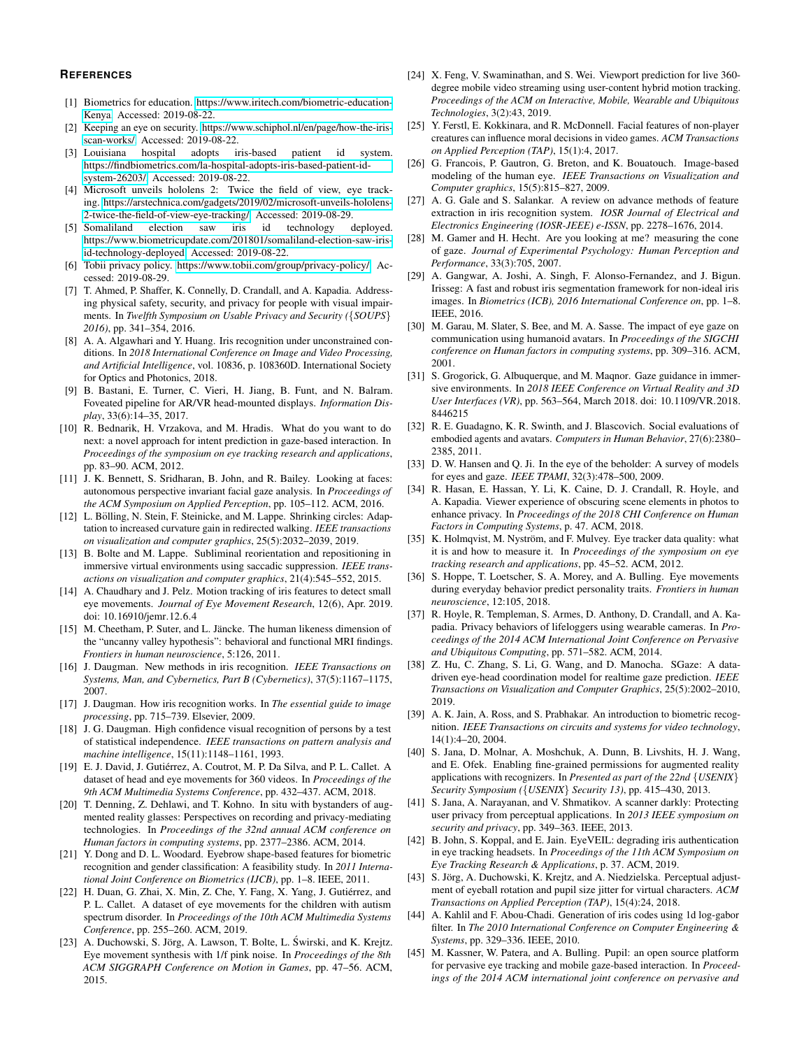## REFERENCES

[1] Biometrics for education. https://www.iritech.com/biometric-education-Kenya. Accessed: 2019-08-22.

[2] Keeping an eye on security. https://www.schiphol.nl/en/page/how-the-iris-scan-works/. Accessed: 2019-08-22.

[3] Louisiana hospital adopts iris-based patient id system. https://findbiometrics.com/la-hospital-adopts-iris-based-patient-id-system-26203/. Accessed: 2019-08-22.

[4] Microsoft unveils hololens 2: Twice the field of view, eye tracking. https://arstechnica.com/gadgets/2019/02/microsoft-unveils-hololens-2-twice-the-field-of-view-eye-tracking/. Accessed: 2019-08-29.

[5] Somaliland election saw iris id technology deployed. https://www.biometricupdate.com/201801/somaliland-election-saw-iris-id-technology-deployed. Accessed: 2019-08-22.

[6] Tobii privacy policy. https://www.tobii.com/group/privacy-policy/. Accessed: 2019-08-29.

[7] T. Ahmed, P. Shaffer, K. Connelly, D. Crandall, and A. Kapadia. Addressing physical safety, security, and privacy for people with visual impairments. In *Twelfth Symposium on Usable Privacy and Security ({SOUPS} 2016)*, pp. 341–354, 2016.

[8] A. A. Algawhari and Y. Huang. Iris recognition under unconstrained conditions. In *2018 International Conference on Image and Video Processing, and Artificial Intelligence*, vol. 10836, p. 108360D. International Society for Optics and Photonics, 2018.

[9] B. Bastani, E. Turner, C. Vieri, H. Jiang, B. Funt, and N. Balram. Foveated pipeline for AR/VR head-mounted displays. *Information Display*, 33(6):14–35, 2017.

[10] R. Bednarik, H. Vrzakova, and M. Hradis. What do you want to do next: a novel approach for intent prediction in gaze-based interaction. In *Proceedings of the symposium on eye tracking research and applications*, pp. 83–90. ACM, 2012.

[11] J. K. Bennett, S. Sridharan, B. John, and R. Bailey. Looking at faces: autonomous perspective invariant facial gaze analysis. In *Proceedings of the ACM Symposium on Applied Perception*, pp. 105–112. ACM, 2016.

[12] L. Bölling, N. Stein, F. Steinicke, and M. Lappe. Shrinking circles: Adaptation to increased curvature gain in redirected walking. *IEEE transactions on visualization and computer graphics*, 25(5):2032–2039, 2019.

[13] B. Bolte and M. Lappe. Subliminal reorientation and repositioning in immersive virtual environments using saccadic suppression. *IEEE transactions on visualization and computer graphics*, 21(4):545–552, 2015.

[14] A. Chaudhary and J. Pelz. Motion tracking of iris features to detect small eye movements. *Journal of Eye Movement Research*, 12(6), Apr. 2019. doi: 10.16910/jemr.12.6.4

[15] M. Cheetham, P. Suter, and L. Jäncke. The human likeness dimension of the "uncanny valley hypothesis": behavioral and functional MRI findings. *Frontiers in human neuroscience*, 5:126, 2011.

[16] J. Daugman. New methods in iris recognition. *IEEE Transactions on Systems, Man, and Cybernetics, Part B (Cybernetics)*, 37(5):1167–1175, 2007.

[17] J. Daugman. How iris recognition works. In *The essential guide to image processing*, pp. 715–739. Elsevier, 2009.

[18] J. G. Daugman. High confidence visual recognition of persons by a test of statistical independence. *IEEE transactions on pattern analysis and machine intelligence*, 15(11):1148–1161, 1993.

[19] E. J. David, J. Gutiérrez, A. Coutrot, M. P. Da Silva, and P. L. Callet. A dataset of head and eye movements for 360 videos. In *Proceedings of the 9th ACM Multimedia Systems Conference*, pp. 432–437. ACM, 2018.

[20] T. Denning, Z. Dehlawi, and T. Kohno. In situ with bystanders of augmented reality glasses: Perspectives on recording and privacy-mediating technologies. In *Proceedings of the 32nd annual ACM conference on Human factors in computing systems*, pp. 2377–2386. ACM, 2014.

[21] Y. Dong and D. L. Woodard. Eyebrow shape-based features for biometric recognition and gender classification: A feasibility study. In *2011 International Joint Conference on Biometrics (IJCB)*, pp. 1–8. IEEE, 2011.

[22] H. Duan, G. Zhai, X. Min, Z. Che, Y. Fang, X. Yang, J. Gutiérrez, and P. L. Callet. A dataset of eye movements for the children with autism spectrum disorder. In *Proceedings of the 10th ACM Multimedia Systems Conference*, pp. 255–260. ACM, 2019.

[23] A. Duchowski, S. Jörg, A. Lawson, T. Bolte, L. Świrski, and K. Krejtz. Eye movement synthesis with 1/f pink noise. In *Proceedings of the 8th ACM SIGGRAPH Conference on Motion in Games*, pp. 47–56. ACM, 2015.

[24] X. Feng, V. Swaminathan, and S. Wei. Viewport prediction for live 360-degree mobile video streaming using user-content hybrid motion tracking. *Proceedings of the ACM on Interactive, Mobile, Wearable and Ubiquitous Technologies*, 3(2):43, 2019.

[25] Y. Ferstl, E. Kokkinara, and R. McDonnell. Facial features of non-player creatures can influence moral decisions in video games. *ACM Transactions on Applied Perception (TAP)*, 15(1):4, 2017.

[26] G. Francois, P. Gautron, G. Breton, and K. Bouatouch. Image-based modeling of the human eye. *IEEE Transactions on Visualization and Computer graphics*, 15(5):815–827, 2009.

[27] A. G. Gale and S. Salankar. A review on advance methods of feature extraction in iris recognition system. *IOSR Journal of Electrical and Electronics Engineering (IOSR-JEEE) e-ISSN*, pp. 2278–1676, 2014.

[28] M. Gamer and H. Hecht. Are you looking at me? measuring the cone of gaze. *Journal of Experimental Psychology: Human Perception and Performance*, 33(3):705, 2007.

[29] A. Gangwar, A. Joshi, A. Singh, F. Alonso-Fernandez, and J. Bigun. Irisseg: A fast and robust iris segmentation framework for non-ideal iris images. In *Biometrics (ICB), 2016 International Conference on*, pp. 1–8. IEEE, 2016.

[30] M. Garau, M. Slater, S. Bee, and M. A. Sasse. The impact of eye gaze on communication using humanoid avatars. In *Proceedings of the SIGCHI conference on Human factors in computing systems*, pp. 309–316. ACM, 2001.

[31] S. Grogorick, G. Albuquerque, and M. Maqnor. Gaze guidance in immersive environments. In *2018 IEEE Conference on Virtual Reality and 3D User Interfaces (VR)*, pp. 563–564, March 2018. doi: 10.1109/VR.2018.8446215

[32] R. E. Guadagno, K. R. Swinth, and J. Blascovich. Social evaluations of embodied agents and avatars. *Computers in Human Behavior*, 27(6):2380–2385, 2011.

[33] D. W. Hansen and Q. Ji. In the eye of the beholder: A survey of models for eyes and gaze. *IEEE TPAMI*, 32(3):478–500, 2009.

[34] R. Hasan, E. Hassan, Y. Li, K. Caine, D. J. Crandall, R. Hoyle, and A. Kapadia. Viewer experience of obscuring scene elements in photos to enhance privacy. In *Proceedings of the 2018 CHI Conference on Human Factors in Computing Systems*, p. 47. ACM, 2018.

[35] K. Holmqvist, M. Nyström, and F. Mulvey. Eye tracker data quality: what it is and how to measure it. In *Proceedings of the symposium on eye tracking research and applications*, pp. 45–52. ACM, 2012.

[36] S. Hoppe, T. Loetscher, S. A. Morey, and A. Bulling. Eye movements during everyday behavior predict personality traits. *Frontiers in human neuroscience*, 12:105, 2018.

[37] R. Hoyle, R. Templeman, S. Armes, D. Anthony, D. Crandall, and A. Kapadia. Privacy behaviors of lifeloggers using wearable cameras. In *Proceedings of the 2014 ACM International Joint Conference on Pervasive and Ubiquitous Computing*, pp. 571–582. ACM, 2014.

[38] Z. Hu, C. Zhang, S. Li, G. Wang, and D. Manocha. SGaze: A data-driven eye-head coordination model for realtime gaze prediction. *IEEE Transactions on Visualization and Computer Graphics*, 25(5):2002–2010, 2019.

[39] A. K. Jain, A. Ross, and S. Prabhakar. An introduction to biometric recognition. *IEEE Transactions on circuits and systems for video technology*, 14(1):4–20, 2004.

[40] S. Jana, D. Molnar, A. Moshchuk, A. Dunn, B. Livshits, H. J. Wang, and E. Ofek. Enabling fine-grained permissions for augmented reality applications with recognizers. In *Presented as part of the 22nd {USENIX} Security Symposium ({USENIX} Security 13)*, pp. 415–430, 2013.

[41] S. Jana, A. Narayanan, and V. Shmatikov. A scanner darkly: Protecting user privacy from perceptual applications. In *2013 IEEE symposium on security and privacy*, pp. 349–363. IEEE, 2013.

[42] B. John, S. Koppal, and E. Jain. EyeVEIL: degrading iris authentication in eye tracking headsets. In *Proceedings of the 11th ACM Symposium on Eye Tracking Research & Applications*, p. 37. ACM, 2019.

[43] S. Jörg, A. Duchowski, K. Krejtz, and A. Niedzielska. Perceptual adjustment of eyeball rotation and pupil size jitter for virtual characters. *ACM Transactions on Applied Perception (TAP)*, 15(4):24, 2018.

[44] A. Kahlil and F. Abou-Chadi. Generation of iris codes using 1d log-gabor filter. In *The 2010 International Conference on Computer Engineering & Systems*, pp. 329–336. IEEE, 2010.

[45] M. Kassner, W. Patera, and A. Bulling. Pupil: an open source platform for pervasive eye tracking and mobile gaze-based interaction. In *Proceedings of the 2014 ACM international joint conference on pervasive and*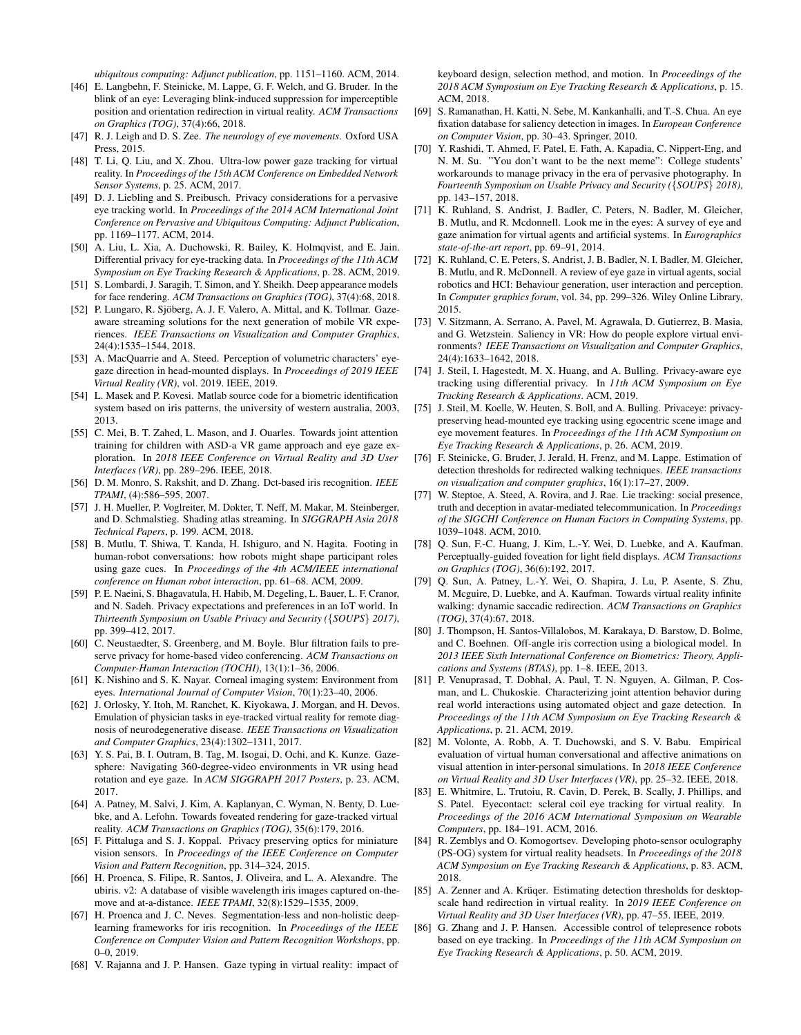*ubiquitous computing: Adjunct publication*, pp. 1151–1160. ACM, 2014.

[46] E. Langbehn, F. Steinicke, M. Lappe, G. F. Welch, and G. Bruder. In the blink of an eye: Leveraging blink-induced suppression for imperceptible position and orientation redirection in virtual reality. *ACM Transactions on Graphics (TOG)*, 37(4):66, 2018.

[47] R. J. Leigh and D. S. Zee. *The neurology of eye movements*. Oxford USA Press, 2015.

[48] T. Li, Q. Liu, and X. Zhou. Ultra-low power gaze tracking for virtual reality. In *Proceedings of the 15th ACM Conference on Embedded Network Sensor Systems*, p. 25. ACM, 2017.

[49] D. J. Liebling and S. Preibusch. Privacy considerations for a pervasive eye tracking world. In *Proceedings of the 2014 ACM International Joint Conference on Pervasive and Ubiquitous Computing: Adjunct Publication*, pp. 1169–1177. ACM, 2014.

[50] A. Liu, L. Xia, A. Duchowski, R. Bailey, K. Holmqvist, and E. Jain. Differential privacy for eye-tracking data. In *Proceedings of the 11th ACM Symposium on Eye Tracking Research & Applications*, p. 28. ACM, 2019.

[51] S. Lombardi, J. Saragih, T. Simon, and Y. Sheikh. Deep appearance models for face rendering. *ACM Transactions on Graphics (TOG)*, 37(4):68, 2018.

[52] P. Lungaro, R. Sjöberg, A. J. F. Valero, A. Mittal, and K. Tollmar. Gaze-aware streaming solutions for the next generation of mobile VR experiences. *IEEE Transactions on Visualization and Computer Graphics*, 24(4):1535–1544, 2018.

[53] A. MacQuarrie and A. Steed. Perception of volumetric characters' eye-gaze direction in head-mounted displays. In *Proceedings of 2019 IEEE Virtual Reality (VR)*, vol. 2019. IEEE, 2019.

[54] L. Masek and P. Kovesi. Matlab source code for a biometric identification system based on iris patterns, the university of western australia, 2003, 2013.

[55] C. Mei, B. T. Zahed, L. Mason, and J. Ouarles. Towards joint attention training for children with ASD-a VR game approach and eye gaze exploration. In *2018 IEEE Conference on Virtual Reality and 3D User Interfaces (VR)*, pp. 289–296. IEEE, 2018.

[56] D. M. Monro, S. Rakshit, and D. Zhang. Dct-based iris recognition. *IEEE TPAMI*, (4):586–595, 2007.

[57] J. H. Mueller, P. Voglreiter, M. Dokter, T. Neff, M. Makar, M. Steinberger, and D. Schmalstieg. Shading atlas streaming. In *SIGGRAPH Asia 2018 Technical Papers*, p. 199. ACM, 2018.

[58] B. Mutlu, T. Shiwa, T. Kanda, H. Ishiguro, and N. Hagita. Footing in human-robot conversations: how robots might shape participant roles using gaze cues. In *Proceedings of the 4th ACM/IEEE international conference on Human robot interaction*, pp. 61–68. ACM, 2009.

[59] P. E. Naeini, S. Bhagavatula, H. Habib, M. Degeling, L. Bauer, L. F. Cranor, and N. Sadeh. Privacy expectations and preferences in an IoT world. In *Thirteenth Symposium on Usable Privacy and Security ({SOUPS} 2017)*, pp. 399–412, 2017.

[60] C. Neustaedter, S. Greenberg, and M. Boyle. Blur filtration fails to preserve privacy for home-based video conferencing. *ACM Transactions on Computer-Human Interaction (TOCHI)*, 13(1):1–36, 2006.

[61] K. Nishino and S. K. Nayar. Corneal imaging system: Environment from eyes. *International Journal of Computer Vision*, 70(1):23–40, 2006.

[62] J. Orlosky, Y. Itoh, M. Ranchet, K. Kiyokawa, J. Morgan, and H. Devos. Emulation of physician tasks in eye-tracked virtual reality for remote diagnosis of neurodegenerative disease. *IEEE Transactions on Visualization and Computer Graphics*, 23(4):1302–1311, 2017.

[63] Y. S. Pai, B. I. Outram, B. Tag, M. Isogai, D. Ochi, and K. Kunze. Gazesphere: Navigating 360-degree-video environments in VR using head rotation and eye gaze. In *ACM SIGGRAPH 2017 Posters*, p. 23. ACM, 2017.

[64] A. Patney, M. Salvi, J. Kim, A. Kaplanyan, C. Wyman, N. Benty, D. Luebke, and A. Lefohn. Towards foveated rendering for gaze-tracked virtual reality. *ACM Transactions on Graphics (TOG)*, 35(6):179, 2016.

[65] F. Pittaluga and S. J. Koppal. Privacy preserving optics for miniature vision sensors. In *Proceedings of the IEEE Conference on Computer Vision and Pattern Recognition*, pp. 314–324, 2015.

[66] H. Proenca, S. Filipe, R. Santos, J. Oliveira, and L. A. Alexandre. The ubiris. v2: A database of visible wavelength iris images captured on-the-move and at-a-distance. *IEEE TPAMI*, 32(8):1529–1535, 2009.

[67] H. Proenca and J. C. Neves. Segmentation-less and non-holistic deep-learning frameworks for iris recognition. In *Proceedings of the IEEE Conference on Computer Vision and Pattern Recognition Workshops*, pp. 0–0, 2019.

[68] V. Rajanna and J. P. Hansen. Gaze typing in virtual reality: impact of keyboard design, selection method, and motion. In *Proceedings of the 2018 ACM Symposium on Eye Tracking Research & Applications*, p. 15. ACM, 2018.

[69] S. Ramanathan, H. Katti, N. Sebe, M. Kankanhalli, and T.-S. Chua. An eye fixation database for saliency detection in images. In *European Conference on Computer Vision*, pp. 30–43. Springer, 2010.

[70] Y. Rashidi, T. Ahmed, F. Patel, E. Fath, A. Kapadia, C. Nippert-Eng, and N. M. Su. "You don't want to be the next meme": College students' workarounds to manage privacy in the era of pervasive photography. In *Fourteenth Symposium on Usable Privacy and Security ({SOUPS} 2018)*, pp. 143–157, 2018.

[71] K. Ruhland, S. Andrist, J. Badler, C. Peters, N. Badler, M. Gleicher, B. Mutlu, and R. Mcdonnell. Look me in the eyes: A survey of eye and gaze animation for virtual agents and artificial systems. In *Eurographics state-of-the-art report*, pp. 69–91, 2014.

[72] K. Ruhland, C. E. Peters, S. Andrist, J. B. Badler, N. I. Badler, M. Gleicher, B. Mutlu, and R. McDonnell. A review of eye gaze in virtual agents, social robotics and HCI: Behaviour generation, user interaction and perception. In *Computer graphics forum*, vol. 34, pp. 299–326. Wiley Online Library, 2015.

[73] V. Sitzmann, A. Serrano, A. Pavel, M. Agrawala, D. Gutierrez, B. Masia, and G. Wetzstein. Saliency in VR: How do people explore virtual environments? *IEEE Transactions on Visualization and Computer Graphics*, 24(4):1633–1642, 2018.

[74] J. Steil, I. Hagestedt, M. X. Huang, and A. Bulling. Privacy-aware eye tracking using differential privacy. In *11th ACM Symposium on Eye Tracking Research & Applications*. ACM, 2019.

[75] J. Steil, M. Koelle, W. Heuten, S. Boll, and A. Bulling. Privaceye: privacy-preserving head-mounted eye tracking using egocentric scene image and eye movement features. In *Proceedings of the 11th ACM Symposium on Eye Tracking Research & Applications*, p. 26. ACM, 2019.

[76] F. Steinicke, G. Bruder, J. Jerald, H. Frenz, and M. Lappe. Estimation of detection thresholds for redirected walking techniques. *IEEE transactions on visualization and computer graphics*, 16(1):17–27, 2009.

[77] W. Steptoe, A. Steed, A. Rovira, and J. Rae. Lie tracking: social presence, truth and deception in avatar-mediated telecommunication. In *Proceedings of the SIGCHI Conference on Human Factors in Computing Systems*, pp. 1039–1048. ACM, 2010.

[78] Q. Sun, F.-C. Huang, J. Kim, L.-Y. Wei, D. Luebke, and A. Kaufman. Perceptually-guided foveation for light field displays. *ACM Transactions on Graphics (TOG)*, 36(6):192, 2017.

[79] Q. Sun, A. Patney, L.-Y. Wei, O. Shapira, J. Lu, P. Asente, S. Zhu, M. Mcguire, D. Luebke, and A. Kaufman. Towards virtual reality infinite walking: dynamic saccadic redirection. *ACM Transactions on Graphics (TOG)*, 37(4):67, 2018.

[80] J. Thompson, H. Santos-Villalobos, M. Karakaya, D. Barstow, D. Bolme, and C. Boehnen. Off-angle iris correction using a biological model. In *2013 IEEE Sixth International Conference on Biometrics: Theory, Applications and Systems (BTAS)*, pp. 1–8. IEEE, 2013.

[81] P. Venuprasad, T. Dobhal, A. Paul, T. N. Nguyen, A. Gilman, P. Cosman, and L. Chukoskie. Characterizing joint attention behavior during real world interactions using automated object and gaze detection. In *Proceedings of the 11th ACM Symposium on Eye Tracking Research & Applications*, p. 21. ACM, 2019.

[82] M. Volonte, A. Robb, A. T. Duchowski, and S. V. Babu. Empirical evaluation of virtual human conversational and affective animations on visual attention in inter-personal simulations. In *2018 IEEE Conference on Virtual Reality and 3D User Interfaces (VR)*, pp. 25–32. IEEE, 2018.

[83] E. Whitmire, L. Trutoiu, R. Cavin, D. Perek, B. Scally, J. Phillips, and S. Patel. Eyecontact: scleral coil eye tracking for virtual reality. In *Proceedings of the 2016 ACM International Symposium on Wearable Computers*, pp. 184–191. ACM, 2016.

[84] R. Zemblys and O. Komogortsev. Developing photo-sensor oculography (PS-OG) system for virtual reality headsets. In *Proceedings of the 2018 ACM Symposium on Eye Tracking Research & Applications*, p. 83. ACM, 2018.

[85] A. Zenner and A. Krüger. Estimating detection thresholds for desktop-scale hand redirection in virtual reality. In *2019 IEEE Conference on Virtual Reality and 3D User Interfaces (VR)*, pp. 47–55. IEEE, 2019.

[86] G. Zhang and J. P. Hansen. Accessible control of telepresence robots based on eye tracking. In *Proceedings of the 11th ACM Symposium on Eye Tracking Research & Applications*, p. 50. ACM, 2019.